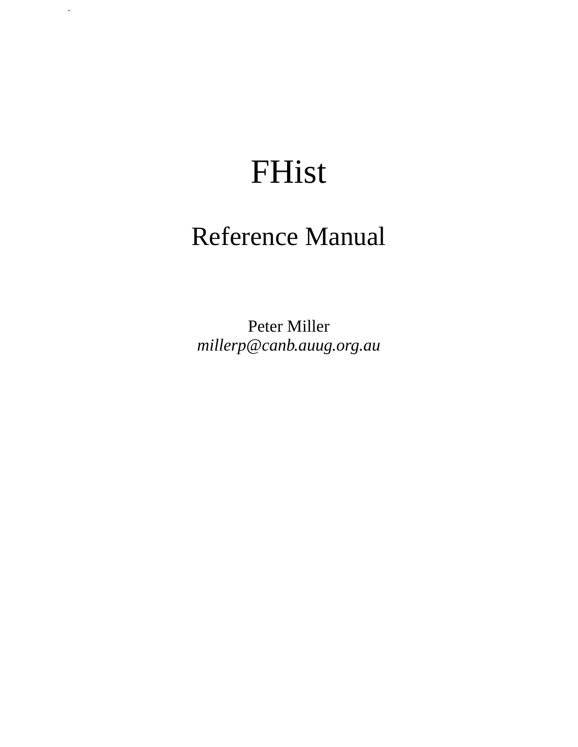# FHist

## Reference Manual

Peter Miller
*millerp@canb.auug.org.au*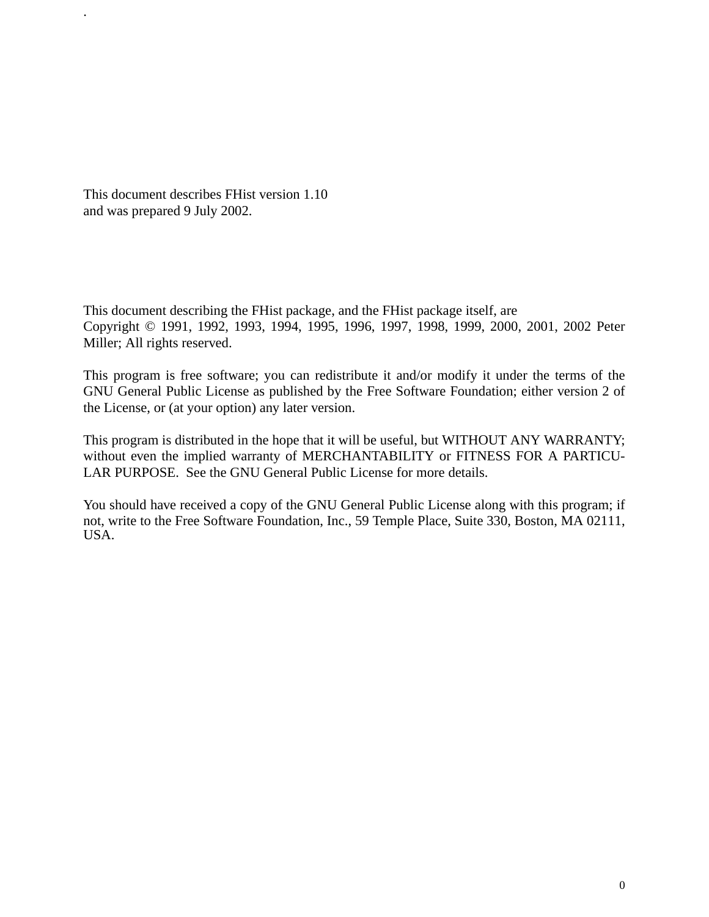This document describes FHist version 1.10
and was prepared 9 July 2002.

This document describing the FHist package, and the FHist package itself, are
Copyright © 1991, 1992, 1993, 1994, 1995, 1996, 1997, 1998, 1999, 2000, 2001, 2002 Peter Miller; All rights reserved.

This program is free software; you can redistribute it and/or modify it under the terms of the GNU General Public License as published by the Free Software Foundation; either version 2 of the License, or (at your option) any later version.

This program is distributed in the hope that it will be useful, but WITHOUT ANY WARRANTY; without even the implied warranty of MERCHANTABILITY or FITNESS FOR A PARTICULAR PURPOSE. See the GNU General Public License for more details.

You should have received a copy of the GNU General Public License along with this program; if not, write to the Free Software Foundation, Inc., 59 Temple Place, Suite 330, Boston, MA 02111, USA.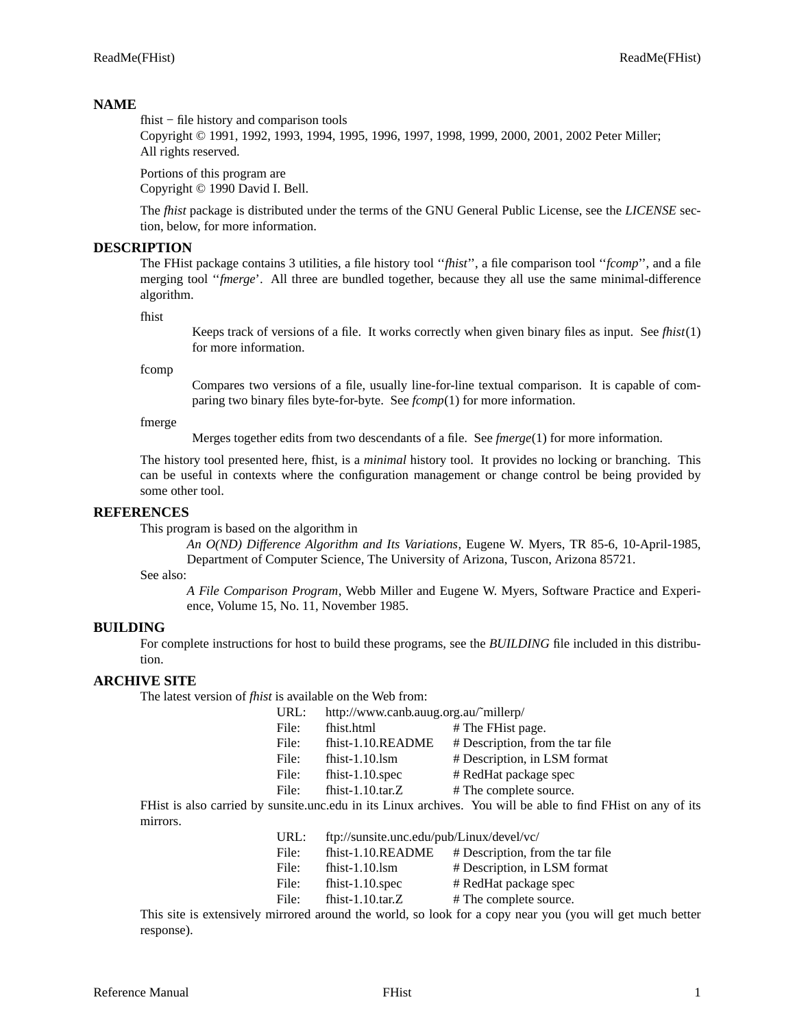## NAME

fhist − file history and comparison tools

Copyright © 1991, 1992, 1993, 1994, 1995, 1996, 1997, 1998, 1999, 2000, 2001, 2002 Peter Miller;
All rights reserved.

Portions of this program are
Copyright © 1990 David I. Bell.

The *fhist* package is distributed under the terms of the GNU General Public License, see the *LICENSE* section, below, for more information.

## DESCRIPTION

The FHist package contains 3 utilities, a file history tool ''*fhist*'', a file comparison tool ''*fcomp*'', and a file merging tool ''*fmerge*'. All three are bundled together, because they all use the same minimal-difference algorithm.

fhist

> Keeps track of versions of a file. It works correctly when given binary files as input. See *fhist*(1) for more information.

fcomp

> Compares two versions of a file, usually line-for-line textual comparison. It is capable of comparing two binary files byte-for-byte. See *fcomp*(1) for more information.

fmerge

> Merges together edits from two descendants of a file. See *fmerge*(1) for more information.

The history tool presented here, fhist, is a *minimal* history tool. It provides no locking or branching. This can be useful in contexts where the configuration management or change control be being provided by some other tool.

## REFERENCES

This program is based on the algorithm in

> *An O(ND) Difference Algorithm and Its Variations*, Eugene W. Myers, TR 85-6, 10-April-1985, Department of Computer Science, The University of Arizona, Tuscon, Arizona 85721.

See also:

> *A File Comparison Program*, Webb Miller and Eugene W. Myers, Software Practice and Experience, Volume 15, No. 11, November 1985.

## BUILDING

For complete instructions for host to build these programs, see the *BUILDING* file included in this distribution.

## ARCHIVE SITE

The latest version of *fhist* is available on the Web from:

| | | |
|---|---|---|
| URL: | http://www.canb.auug.org.au/~millerp/ | |
| File: | fhist.html | # The FHist page. |
| File: | fhist-1.10.README | # Description, from the tar file |
| File: | fhist-1.10.lsm | # Description, in LSM format |
| File: | fhist-1.10.spec | # RedHat package spec |
| File: | fhist-1.10.tar.Z | # The complete source. |

FHist is also carried by sunsite.unc.edu in its Linux archives. You will be able to find FHist on any of its mirrors.

| | | |
|---|---|---|
| URL: | ftp://sunsite.unc.edu/pub/Linux/devel/vc/ | |
| File: | fhist-1.10.README | # Description, from the tar file |
| File: | fhist-1.10.lsm | # Description, in LSM format |
| File: | fhist-1.10.spec | # RedHat package spec |
| File: | fhist-1.10.tar.Z | # The complete source. |

This site is extensively mirrored around the world, so look for a copy near you (you will get much better response).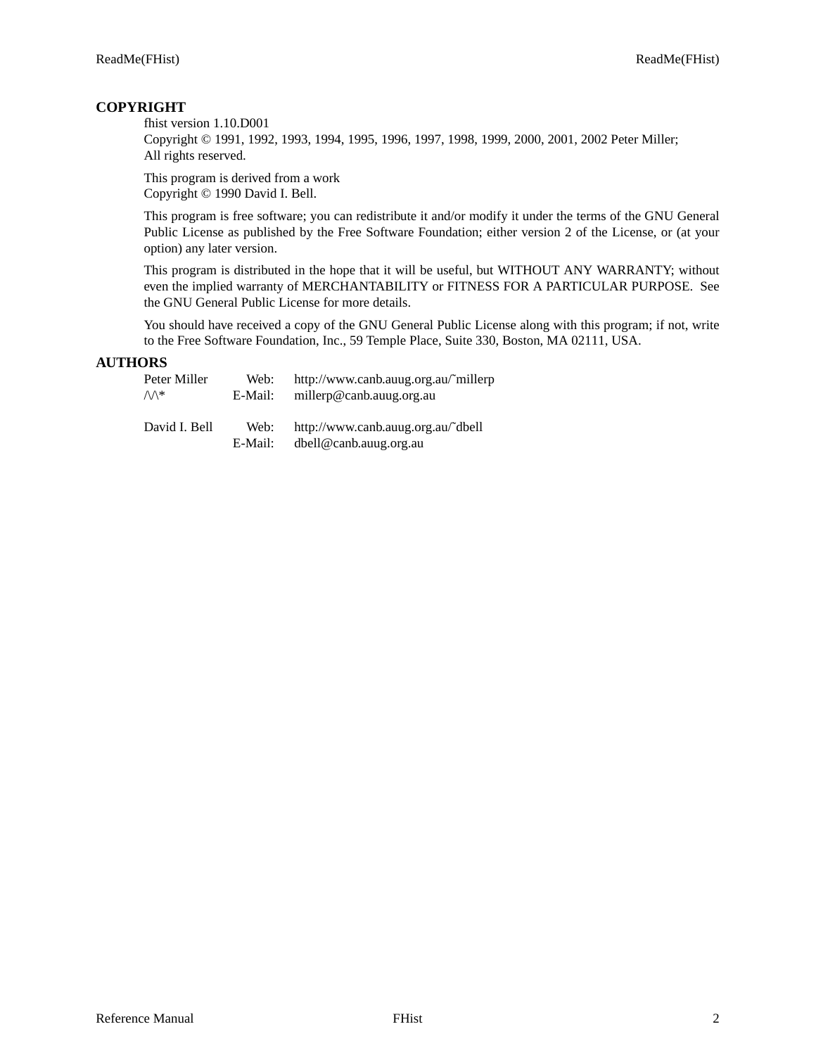## COPYRIGHT

fhist version 1.10.D001
Copyright © 1991, 1992, 1993, 1994, 1995, 1996, 1997, 1998, 1999, 2000, 2001, 2002 Peter Miller;
All rights reserved.

This program is derived from a work
Copyright © 1990 David I. Bell.

This program is free software; you can redistribute it and/or modify it under the terms of the GNU General Public License as published by the Free Software Foundation; either version 2 of the License, or (at your option) any later version.

This program is distributed in the hope that it will be useful, but WITHOUT ANY WARRANTY; without even the implied warranty of MERCHANTABILITY or FITNESS FOR A PARTICULAR PURPOSE. See the GNU General Public License for more details.

You should have received a copy of the GNU General Public License along with this program; if not, write to the Free Software Foundation, Inc., 59 Temple Place, Suite 330, Boston, MA 02111, USA.

## AUTHORS

| | | |
|---|---|---|
| Peter Miller | Web: | http://www.canb.auug.org.au/~millerp |
| /\/\* | E-Mail: | millerp@canb.auug.org.au |
| | | |
| David I. Bell | Web: | http://www.canb.auug.org.au/~dbell |
| | E-Mail: | dbell@canb.auug.org.au |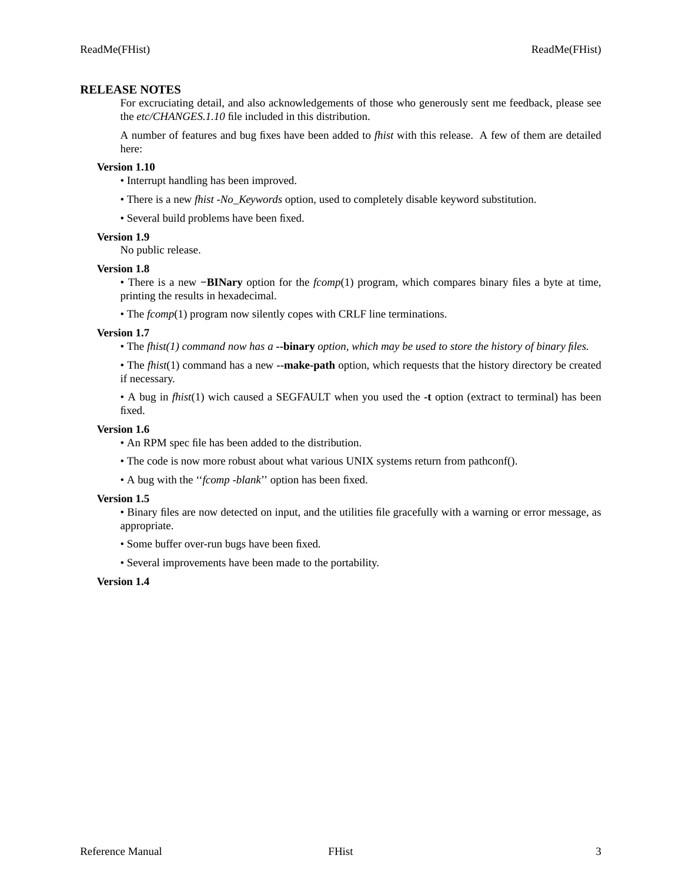## RELEASE NOTES

For excruciating detail, and also acknowledgements of those who generously sent me feedback, please see the *etc/CHANGES.1.10* file included in this distribution.

A number of features and bug fixes have been added to *fhist* with this release. A few of them are detailed here:

### Version 1.10

• Interrupt handling has been improved.

• There is a new *fhist -No_Keywords* option, used to completely disable keyword substitution.

• Several build problems have been fixed.

### Version 1.9

No public release.

### Version 1.8

• There is a new **−BINary** option for the *fcomp*(1) program, which compares binary files a byte at time, printing the results in hexadecimal.

• The *fcomp*(1) program now silently copes with CRLF line terminations.

### Version 1.7

• The *fhist(1) command now has a* **--binary** *option, which may be used to store the history of binary files.*

• The *fhist*(1) command has a new **--make-path** option, which requests that the history directory be created if necessary.

• A bug in *fhist*(1) wich caused a SEGFAULT when you used the **-t** option (extract to terminal) has been fixed.

### Version 1.6

• An RPM spec file has been added to the distribution.

• The code is now more robust about what various UNIX systems return from pathconf().

• A bug with the ''*fcomp -blank*'' option has been fixed.

### Version 1.5

• Binary files are now detected on input, and the utilities file gracefully with a warning or error message, as appropriate.

• Some buffer over-run bugs have been fixed.

• Several improvements have been made to the portability.

### Version 1.4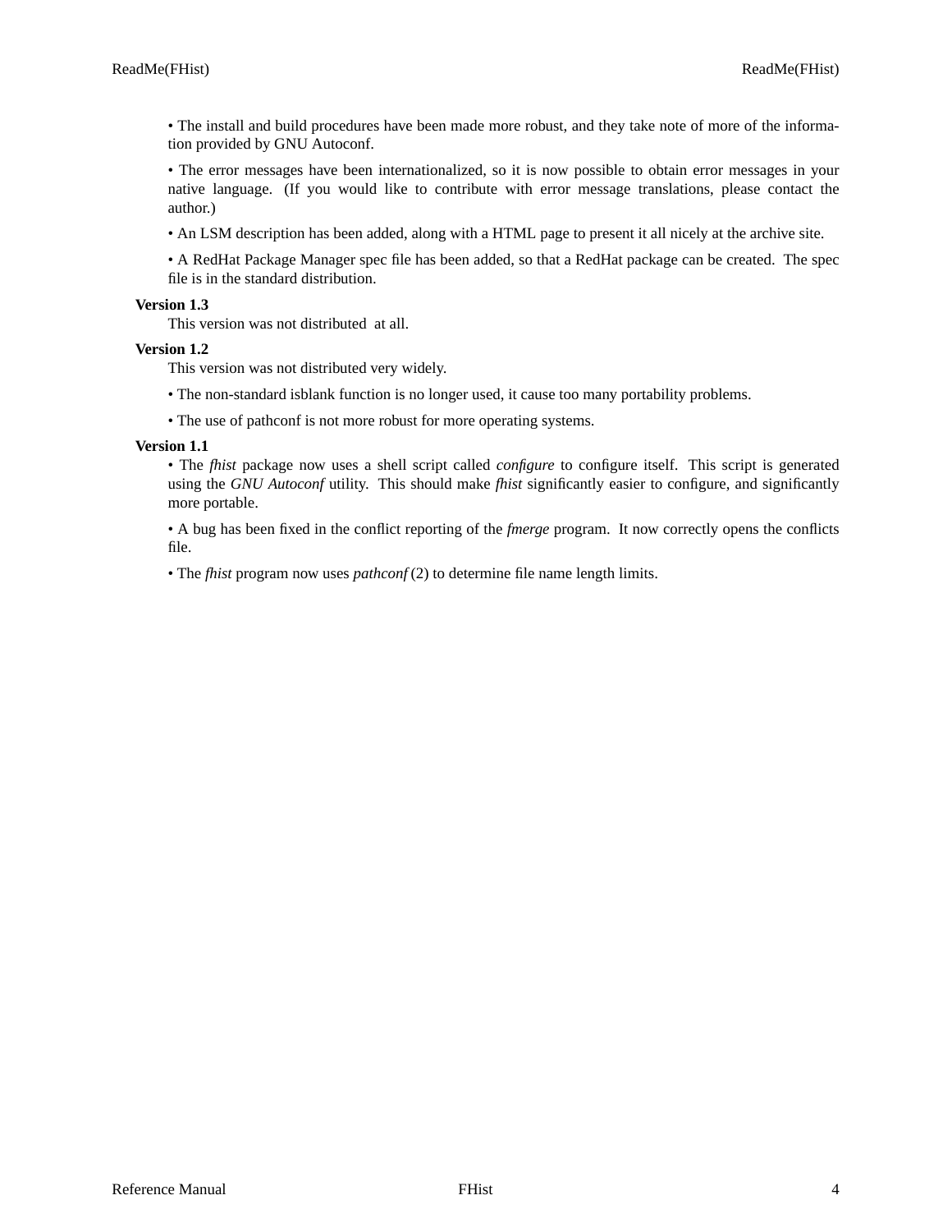• The install and build procedures have been made more robust, and they take note of more of the information provided by GNU Autoconf.

• The error messages have been internationalized, so it is now possible to obtain error messages in your native language. (If you would like to contribute with error message translations, please contact the author.)

• An LSM description has been added, along with a HTML page to present it all nicely at the archive site.

• A RedHat Package Manager spec file has been added, so that a RedHat package can be created. The spec file is in the standard distribution.

**Version 1.3**

This version was not distributed at all.

**Version 1.2**

This version was not distributed very widely.

• The non-standard isblank function is no longer used, it cause too many portability problems.

• The use of pathconf is not more robust for more operating systems.

**Version 1.1**

• The *fhist* package now uses a shell script called *configure* to configure itself. This script is generated using the *GNU Autoconf* utility. This should make *fhist* significantly easier to configure, and significantly more portable.

• A bug has been fixed in the conflict reporting of the *fmerge* program. It now correctly opens the conflicts file.

• The *fhist* program now uses *pathconf* (2) to determine file name length limits.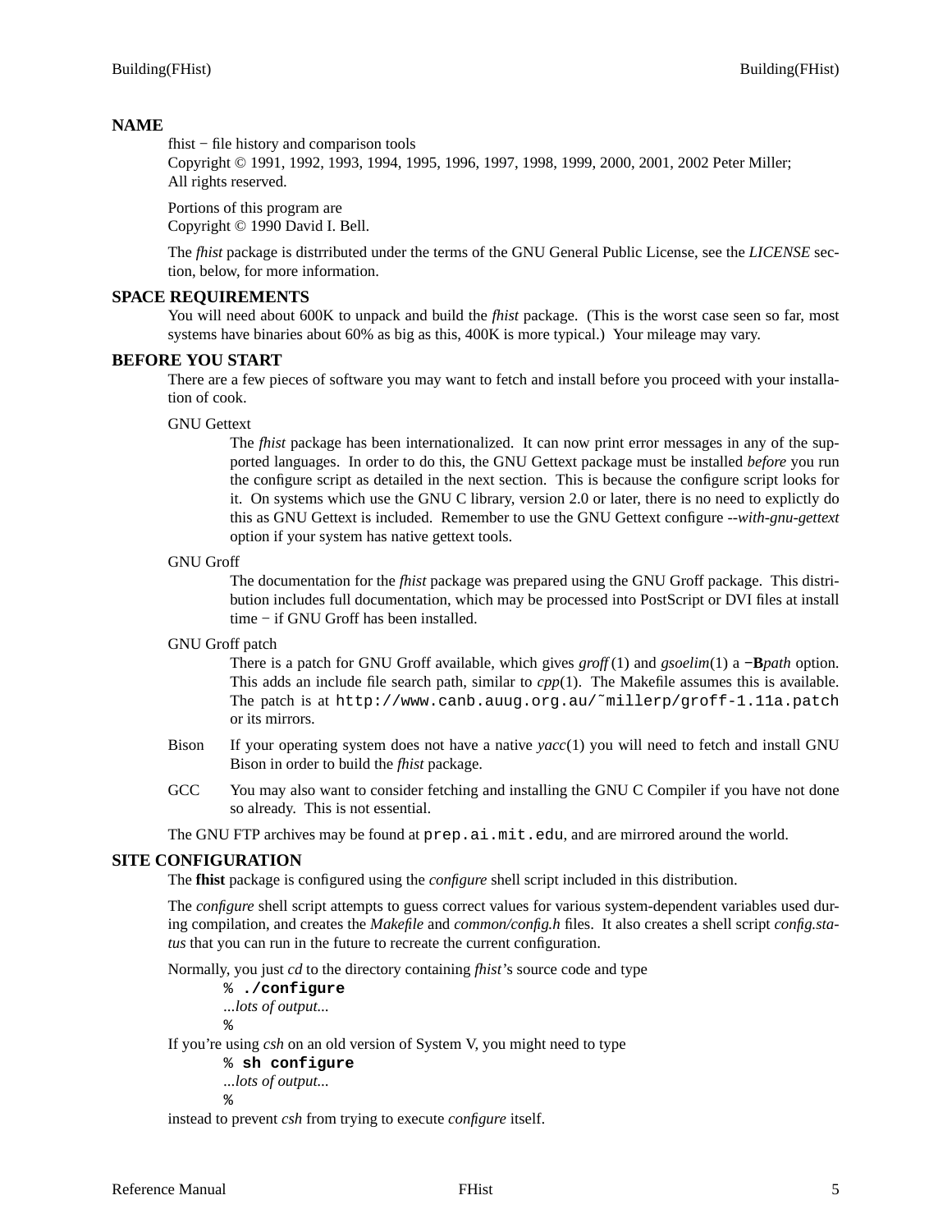## NAME

fhist − file history and comparison tools
Copyright © 1991, 1992, 1993, 1994, 1995, 1996, 1997, 1998, 1999, 2000, 2001, 2002 Peter Miller;
All rights reserved.

Portions of this program are
Copyright © 1990 David I. Bell.

The *fhist* package is distrributed under the terms of the GNU General Public License, see the *LICENSE* section, below, for more information.

## SPACE REQUIREMENTS

You will need about 600K to unpack and build the *fhist* package. (This is the worst case seen so far, most systems have binaries about 60% as big as this, 400K is more typical.) Your mileage may vary.

## BEFORE YOU START

There are a few pieces of software you may want to fetch and install before you proceed with your installation of cook.

GNU Gettext
: The *fhist* package has been internationalized. It can now print error messages in any of the supported languages. In order to do this, the GNU Gettext package must be installed *before* you run the configure script as detailed in the next section. This is because the configure script looks for it. On systems which use the GNU C library, version 2.0 or later, there is no need to explictly do this as GNU Gettext is included. Remember to use the GNU Gettext configure *--with-gnu-gettext* option if your system has native gettext tools.

GNU Groff
: The documentation for the *fhist* package was prepared using the GNU Groff package. This distribution includes full documentation, which may be processed into PostScript or DVI files at install time − if GNU Groff has been installed.

GNU Groff patch
: There is a patch for GNU Groff available, which gives *groff*(1) and *gsoelim*(1) a **−B***path* option. This adds an include file search path, similar to *cpp*(1). The Makefile assumes this is available. The patch is at `http://www.canb.auug.org.au/˜millerp/groff-1.11a.patch` or its mirrors.

Bison
: If your operating system does not have a native *yacc*(1) you will need to fetch and install GNU Bison in order to build the *fhist* package.

GCC
: You may also want to consider fetching and installing the GNU C Compiler if you have not done so already. This is not essential.

The GNU FTP archives may be found at `prep.ai.mit.edu`, and are mirrored around the world.

## SITE CONFIGURATION

The **fhist** package is configured using the *configure* shell script included in this distribution.

The *configure* shell script attempts to guess correct values for various system-dependent variables used during compilation, and creates the *Makefile* and *common/config.h* files. It also creates a shell script *config.status* that you can run in the future to recreate the current configuration.

Normally, you just *cd* to the directory containing *fhist*'s source code and type

```
% ./configure
...lots of output...
%
```

If you're using *csh* on an old version of System V, you might need to type

```
% sh configure
...lots of output...
%
```

instead to prevent *csh* from trying to execute *configure* itself.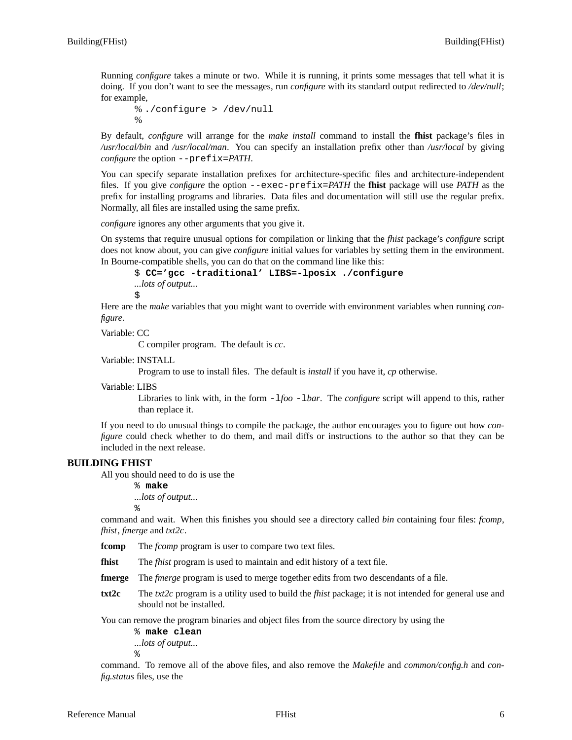Running *configure* takes a minute or two. While it is running, it prints some messages that tell what it is doing. If you don't want to see the messages, run *configure* with its standard output redirected to */dev/null*; for example,

```
% ./configure > /dev/null
%
```

By default, *configure* will arrange for the *make install* command to install the **fhist** package's files in */usr/local/bin* and */usr/local/man*. You can specify an installation prefix other than */usr/local* by giving *configure* the option `--prefix=`*PATH*.

You can specify separate installation prefixes for architecture-specific files and architecture-independent files. If you give *configure* the option `--exec-prefix=`*PATH* the **fhist** package will use *PATH* as the prefix for installing programs and libraries. Data files and documentation will still use the regular prefix. Normally, all files are installed using the same prefix.

*configure* ignores any other arguments that you give it.

On systems that require unusual options for compilation or linking that the *fhist* package's *configure* script does not know about, you can give *configure* initial values for variables by setting them in the environment. In Bourne-compatible shells, you can do that on the command line like this:

```
$ CC='gcc -traditional' LIBS=-lposix ./configure
...lots of output...
$
```

Here are the *make* variables that you might want to override with environment variables when running *configure*.

Variable: CC
: C compiler program. The default is *cc*.

Variable: INSTALL
: Program to use to install files. The default is *install* if you have it, *cp* otherwise.

Variable: LIBS
: Libraries to link with, in the form `-l`*foo* `-l`*bar*. The *configure* script will append to this, rather than replace it.

If you need to do unusual things to compile the package, the author encourages you to figure out how *configure* could check whether to do them, and mail diffs or instructions to the author so that they can be included in the next release.

## BUILDING FHIST

All you should need to do is use the

```
% make
...lots of output...
%
```

command and wait. When this finishes you should see a directory called *bin* containing four files: *fcomp*, *fhist*, *fmerge* and *txt2c*.

**fcomp** The *fcomp* program is user to compare two text files.

**fhist** The *fhist* program is used to maintain and edit history of a text file.

**fmerge** The *fmerge* program is used to merge together edits from two descendants of a file.

**txt2c** The *txt2c* program is a utility used to build the *fhist* package; it is not intended for general use and should not be installed.

You can remove the program binaries and object files from the source directory by using the

```
% make clean
...lots of output...
%
```

command. To remove all of the above files, and also remove the *Makefile* and *common/config.h* and *config.status* files, use the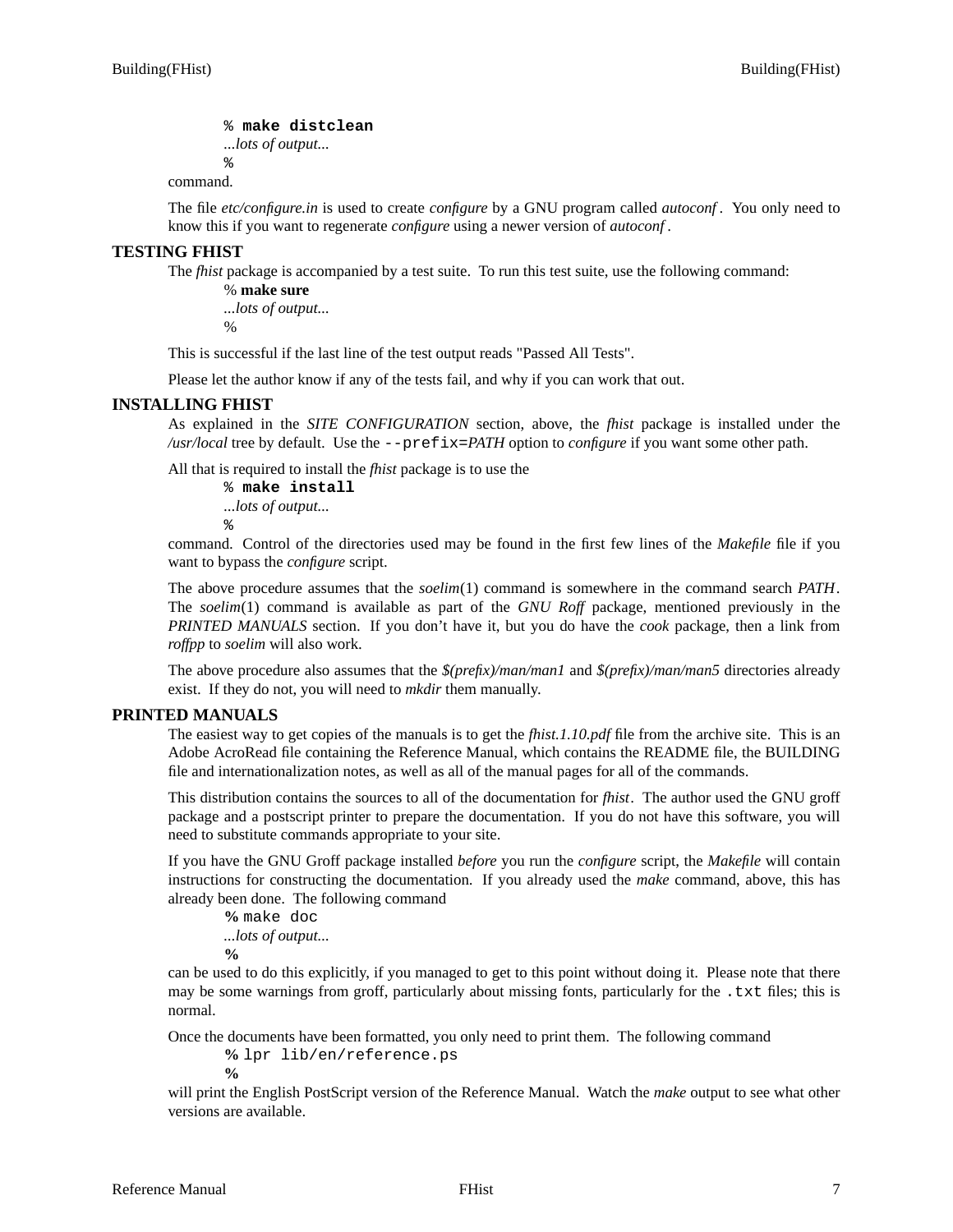```
% make distclean
...lots of output...
%
```

command.

The file *etc/configure.in* is used to create *configure* by a GNU program called *autoconf*. You only need to know this if you want to regenerate *configure* using a newer version of *autoconf*.

## TESTING FHIST

The *fhist* package is accompanied by a test suite. To run this test suite, use the following command:

```
% make sure
...lots of output...
%
```

This is successful if the last line of the test output reads "Passed All Tests".

Please let the author know if any of the tests fail, and why if you can work that out.

## INSTALLING FHIST

As explained in the *SITE CONFIGURATION* section, above, the *fhist* package is installed under the */usr/local* tree by default. Use the `--prefix=`*PATH* option to *configure* if you want some other path.

All that is required to install the *fhist* package is to use the

```
% make install
...lots of output...
%
```

command. Control of the directories used may be found in the first few lines of the *Makefile* file if you want to bypass the *configure* script.

The above procedure assumes that the *soelim*(1) command is somewhere in the command search *PATH*. The *soelim*(1) command is available as part of the *GNU Roff* package, mentioned previously in the *PRINTED MANUALS* section. If you don't have it, but you do have the *cook* package, then a link from *roffpp* to *soelim* will also work.

The above procedure also assumes that the *$(prefix)/man/man1* and *$(prefix)/man/man5* directories already exist. If they do not, you will need to *mkdir* them manually.

## PRINTED MANUALS

The easiest way to get copies of the manuals is to get the *fhist.1.10.pdf* file from the archive site. This is an Adobe AcroRead file containing the Reference Manual, which contains the README file, the BUILDING file and internationalization notes, as well as all of the manual pages for all of the commands.

This distribution contains the sources to all of the documentation for *fhist*. The author used the GNU groff package and a postscript printer to prepare the documentation. If you do not have this software, you will need to substitute commands appropriate to your site.

If you have the GNU Groff package installed *before* you run the *configure* script, the *Makefile* will contain instructions for constructing the documentation. If you already used the *make* command, above, this has already been done. The following command

```
% make doc
...lots of output...
%
```

can be used to do this explicitly, if you managed to get to this point without doing it. Please note that there may be some warnings from groff, particularly about missing fonts, particularly for the `.txt` files; this is normal.

Once the documents have been formatted, you only need to print them. The following command

```
% lpr lib/en/reference.ps
%
```

will print the English PostScript version of the Reference Manual. Watch the *make* output to see what other versions are available.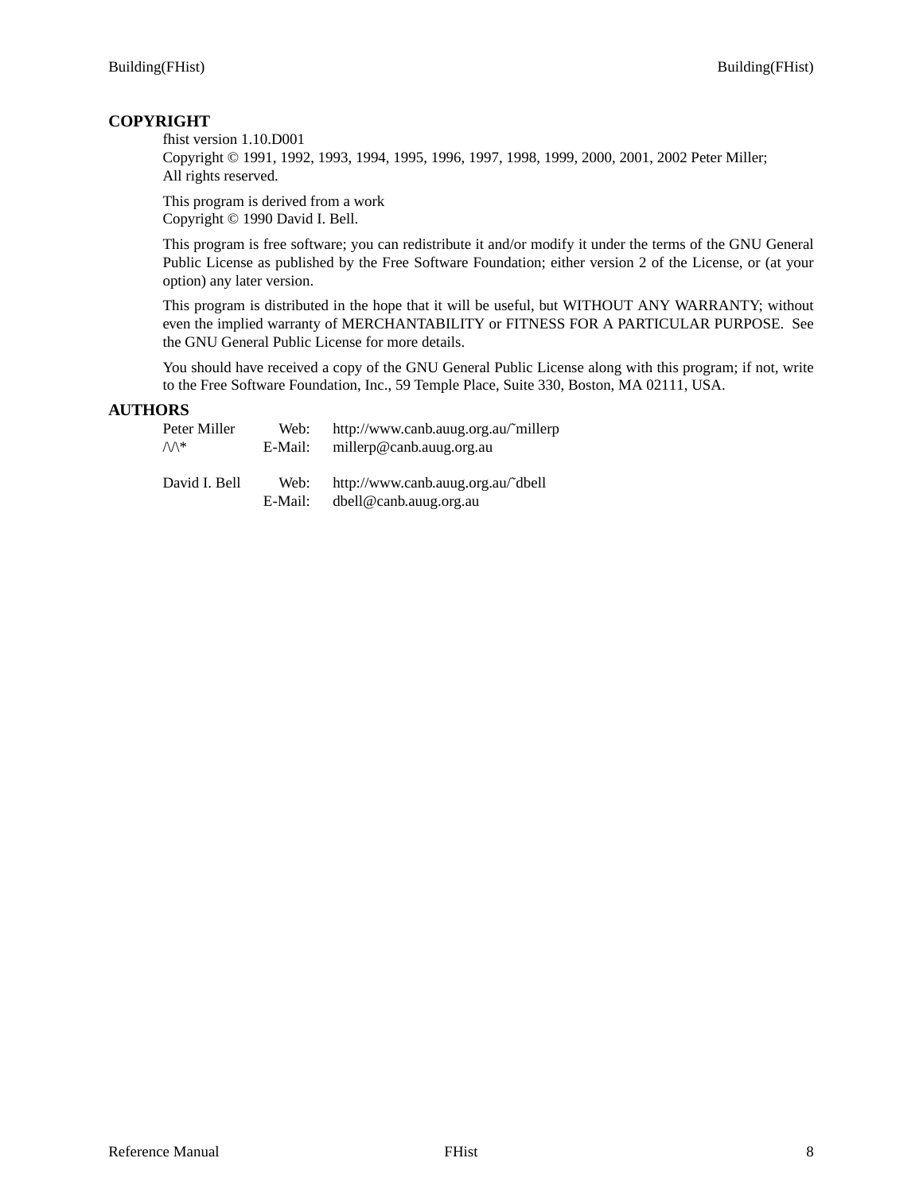## COPYRIGHT

fhist version 1.10.D001
Copyright © 1991, 1992, 1993, 1994, 1995, 1996, 1997, 1998, 1999, 2000, 2001, 2002 Peter Miller;
All rights reserved.

This program is derived from a work
Copyright © 1990 David I. Bell.

This program is free software; you can redistribute it and/or modify it under the terms of the GNU General Public License as published by the Free Software Foundation; either version 2 of the License, or (at your option) any later version.

This program is distributed in the hope that it will be useful, but WITHOUT ANY WARRANTY; without even the implied warranty of MERCHANTABILITY or FITNESS FOR A PARTICULAR PURPOSE. See the GNU General Public License for more details.

You should have received a copy of the GNU General Public License along with this program; if not, write to the Free Software Foundation, Inc., 59 Temple Place, Suite 330, Boston, MA 02111, USA.

## AUTHORS

| | | |
|---|---|---|
| Peter Miller | Web: | http://www.canb.auug.org.au/~millerp |
| /\/\* | E-Mail: | millerp@canb.auug.org.au |
| | | |
| David I. Bell | Web: | http://www.canb.auug.org.au/~dbell |
| | E-Mail: | dbell@canb.auug.org.au |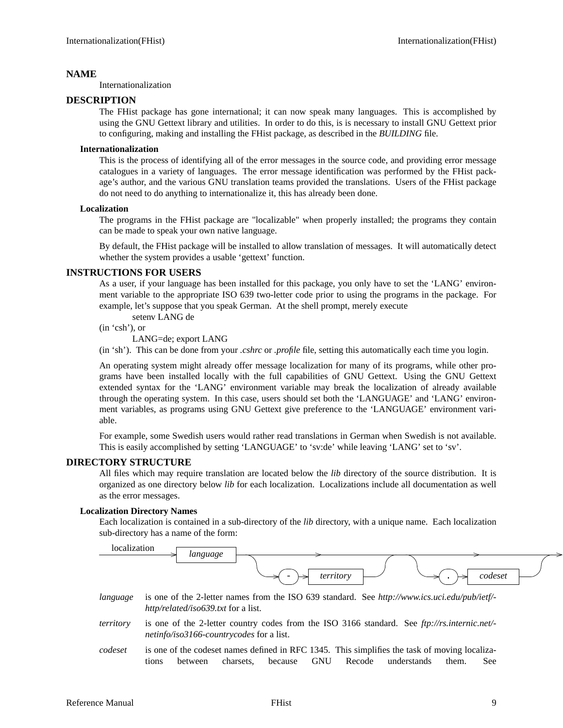## NAME

Internationalization

## DESCRIPTION

The FHist package has gone international; it can now speak many languages. This is accomplished by using the GNU Gettext library and utilities. In order to do this, is is necessary to install GNU Gettext prior to configuring, making and installing the FHist package, as described in the *BUILDING* file.

### Internationalization

This is the process of identifying all of the error messages in the source code, and providing error message catalogues in a variety of languages. The error message identification was performed by the FHist package's author, and the various GNU translation teams provided the translations. Users of the FHist package do not need to do anything to internationalize it, this has already been done.

### Localization

The programs in the FHist package are "localizable" when properly installed; the programs they contain can be made to speak your own native language.

By default, the FHist package will be installed to allow translation of messages. It will automatically detect whether the system provides a usable 'gettext' function.

## INSTRUCTIONS FOR USERS

As a user, if your language has been installed for this package, you only have to set the 'LANG' environment variable to the appropriate ISO 639 two-letter code prior to using the programs in the package. For example, let's suppose that you speak German. At the shell prompt, merely execute

```
setenv LANG de
```

(in 'csh'), or

```
LANG=de; export LANG
```

(in 'sh'). This can be done from your *.cshrc* or *.profile* file, setting this automatically each time you login.

An operating system might already offer message localization for many of its programs, while other programs have been installed locally with the full capabilities of GNU Gettext. Using the GNU Gettext extended syntax for the 'LANG' environment variable may break the localization of already available through the operating system. In this case, users should set both the 'LANGUAGE' and 'LANG' environment variables, as programs using GNU Gettext give preference to the 'LANGUAGE' environment variable.

For example, some Swedish users would rather read translations in German when Swedish is not available. This is easily accomplished by setting 'LANGUAGE' to 'sv:de' while leaving 'LANG' set to 'sv'.

## DIRECTORY STRUCTURE

All files which may require translation are located below the *lib* directory of the source distribution. It is organized as one directory below *lib* for each localization. Localizations include all documentation as well as the error messages.

### Localization Directory Names

Each localization is contained in a sub-directory of the *lib* directory, with a unique name. Each localization sub-directory has a name of the form:

```
localization → language → [ - territory ] → [ . codeset ] →
```

*language* is one of the 2-letter names from the ISO 639 standard. See *http://www.ics.uci.edu/pub/ietf/-http/related/iso639.txt* for a list.

*territory* is one of the 2-letter country codes from the ISO 3166 standard. See *ftp://rs.internic.net/-netinfo/iso3166-countrycodes* for a list.

*codeset* is one of the codeset names defined in RFC 1345. This simplifies the task of moving localizations between charsets, because GNU Recode understands them. See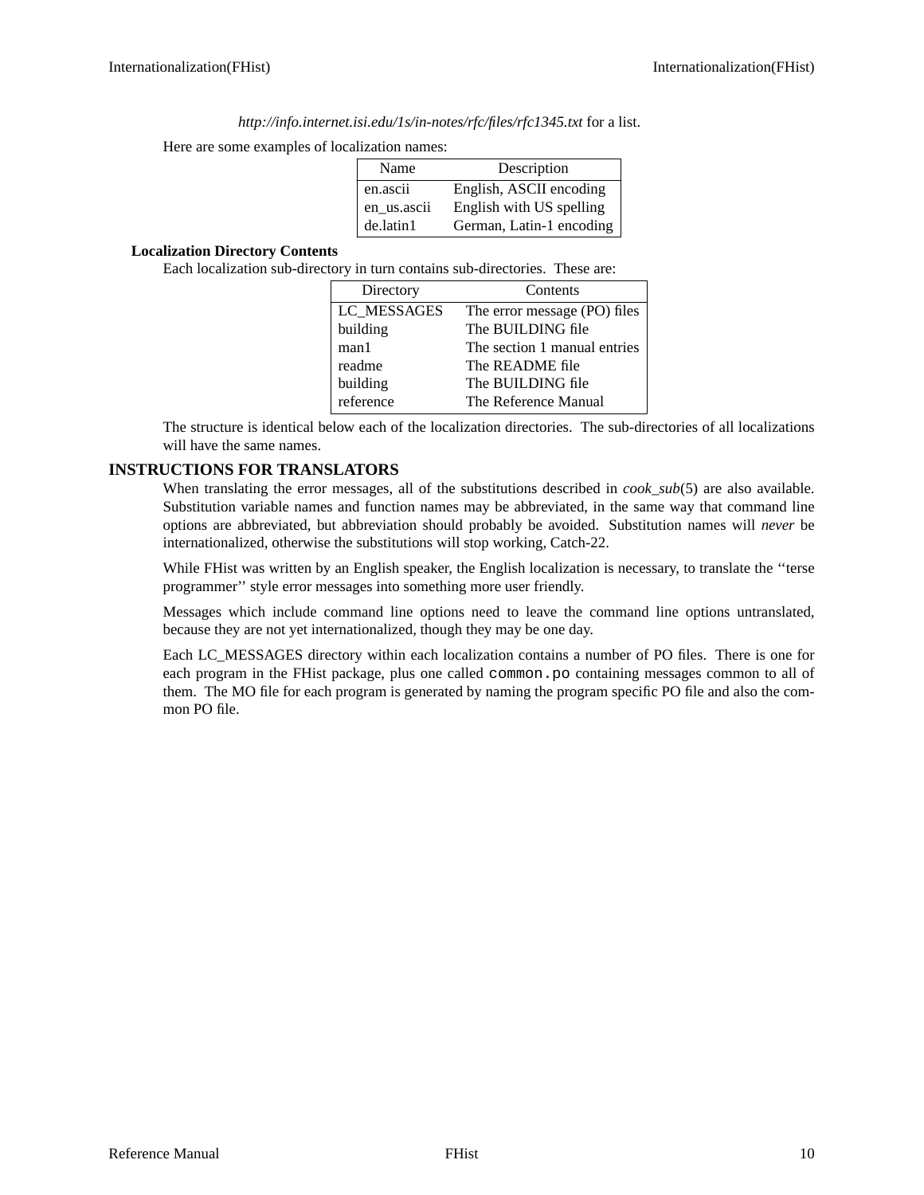*http://info.internet.isi.edu/1s/in-notes/rfc/files/rfc1345.txt* for a list.

Here are some examples of localization names:

| Name | Description |
|---|---|
| en.ascii | English, ASCII encoding |
| en_us.ascii | English with US spelling |
| de.latin1 | German, Latin-1 encoding |

**Localization Directory Contents**

Each localization sub-directory in turn contains sub-directories. These are:

| Directory | Contents |
|---|---|
| LC_MESSAGES | The error message (PO) files |
| building | The BUILDING file |
| man1 | The section 1 manual entries |
| readme | The README file |
| building | The BUILDING file |
| reference | The Reference Manual |

The structure is identical below each of the localization directories. The sub-directories of all localizations will have the same names.

## INSTRUCTIONS FOR TRANSLATORS

When translating the error messages, all of the substitutions described in *cook_sub*(5) are also available. Substitution variable names and function names may be abbreviated, in the same way that command line options are abbreviated, but abbreviation should probably be avoided. Substitution names will *never* be internationalized, otherwise the substitutions will stop working, Catch-22.

While FHist was written by an English speaker, the English localization is necessary, to translate the ‘‘terse programmer’’ style error messages into something more user friendly.

Messages which include command line options need to leave the command line options untranslated, because they are not yet internationalized, though they may be one day.

Each LC_MESSAGES directory within each localization contains a number of PO files. There is one for each program in the FHist package, plus one called `common.po` containing messages common to all of them. The MO file for each program is generated by naming the program specific PO file and also the common PO file.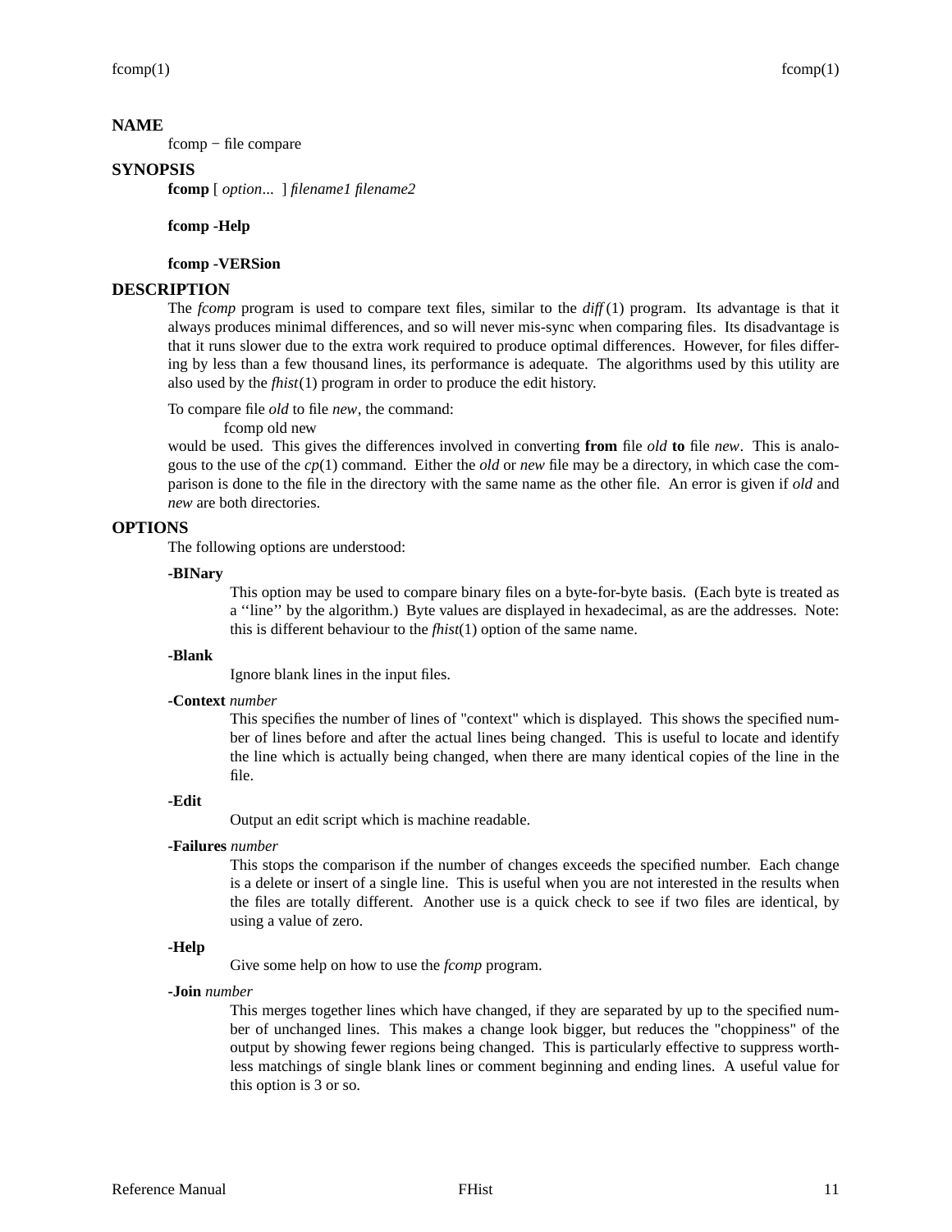## NAME

fcomp − file compare

## SYNOPSIS

**fcomp** [ *option*... ] *filename1 filename2*

**fcomp -Help**

**fcomp -VERSion**

## DESCRIPTION

The *fcomp* program is used to compare text files, similar to the *diff*(1) program. Its advantage is that it always produces minimal differences, and so will never mis-sync when comparing files. Its disadvantage is that it runs slower due to the extra work required to produce optimal differences. However, for files differing by less than a few thousand lines, its performance is adequate. The algorithms used by this utility are also used by the *fhist*(1) program in order to produce the edit history.

To compare file *old* to file *new*, the command:

```
fcomp old new
```

would be used. This gives the differences involved in converting **from** file *old* **to** file *new*. This is analogous to the use of the *cp*(1) command. Either the *old* or *new* file may be a directory, in which case the comparison is done to the file in the directory with the same name as the other file. An error is given if *old* and *new* are both directories.

## OPTIONS

The following options are understood:

**-BINary**

This option may be used to compare binary files on a byte-for-byte basis. (Each byte is treated as a ‘‘line’’ by the algorithm.) Byte values are displayed in hexadecimal, as are the addresses. Note: this is different behaviour to the *fhist*(1) option of the same name.

**-Blank**

Ignore blank lines in the input files.

**-Context** *number*

This specifies the number of lines of "context" which is displayed. This shows the specified number of lines before and after the actual lines being changed. This is useful to locate and identify the line which is actually being changed, when there are many identical copies of the line in the file.

**-Edit**

Output an edit script which is machine readable.

**-Failures** *number*

This stops the comparison if the number of changes exceeds the specified number. Each change is a delete or insert of a single line. This is useful when you are not interested in the results when the files are totally different. Another use is a quick check to see if two files are identical, by using a value of zero.

**-Help**

Give some help on how to use the *fcomp* program.

**-Join** *number*

This merges together lines which have changed, if they are separated by up to the specified number of unchanged lines. This makes a change look bigger, but reduces the "choppiness" of the output by showing fewer regions being changed. This is particularly effective to suppress worthless matchings of single blank lines or comment beginning and ending lines. A useful value for this option is 3 or so.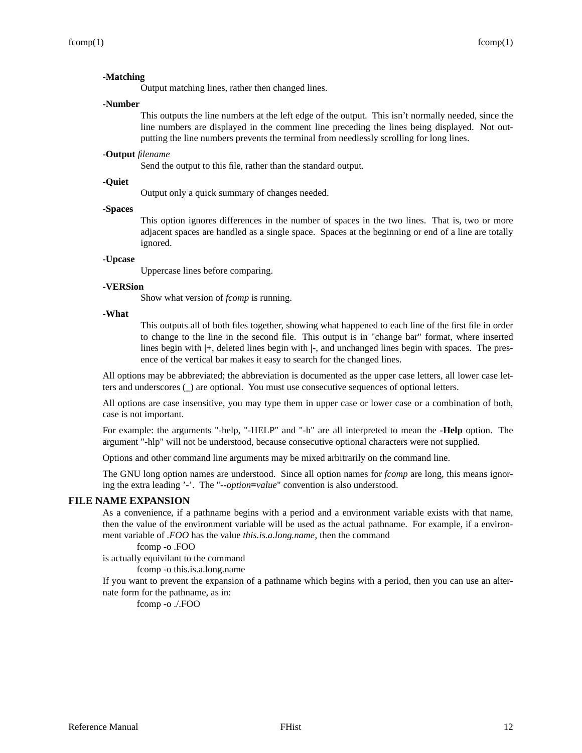**-Matching**

Output matching lines, rather then changed lines.

**-Number**

This outputs the line numbers at the left edge of the output. This isn't normally needed, since the line numbers are displayed in the comment line preceding the lines being displayed. Not outputting the line numbers prevents the terminal from needlessly scrolling for long lines.

**-Output** *filename*

Send the output to this file, rather than the standard output.

**-Quiet**

Output only a quick summary of changes needed.

**-Spaces**

This option ignores differences in the number of spaces in the two lines. That is, two or more adjacent spaces are handled as a single space. Spaces at the beginning or end of a line are totally ignored.

**-Upcase**

Uppercase lines before comparing.

**-VERSion**

Show what version of *fcomp* is running.

**-What**

This outputs all of both files together, showing what happened to each line of the first file in order to change to the line in the second file. This output is in "change bar" format, where inserted lines begin with **|+**, deleted lines begin with **|-**, and unchanged lines begin with spaces. The presence of the vertical bar makes it easy to search for the changed lines.

All options may be abbreviated; the abbreviation is documented as the upper case letters, all lower case letters and underscores (_) are optional. You must use consecutive sequences of optional letters.

All options are case insensitive, you may type them in upper case or lower case or a combination of both, case is not important.

For example: the arguments "-help, "-HELP" and "-h" are all interpreted to mean the **-Help** option. The argument "-hlp" will not be understood, because consecutive optional characters were not supplied.

Options and other command line arguments may be mixed arbitrarily on the command line.

The GNU long option names are understood. Since all option names for *fcomp* are long, this means ignoring the extra leading '-'. The "**--***option***=***value*" convention is also understood.

## FILE NAME EXPANSION

As a convenience, if a pathname begins with a period and a environment variable exists with that name, then the value of the environment variable will be used as the actual pathname. For example, if a environment variable of *.FOO* has the value *this.is.a.long.name*, then the command

```
fcomp -o .FOO
```

is actually equivilant to the command

```
fcomp -o this.is.a.long.name
```

If you want to prevent the expansion of a pathname which begins with a period, then you can use an alternate form for the pathname, as in:

```
fcomp -o ./.FOO
```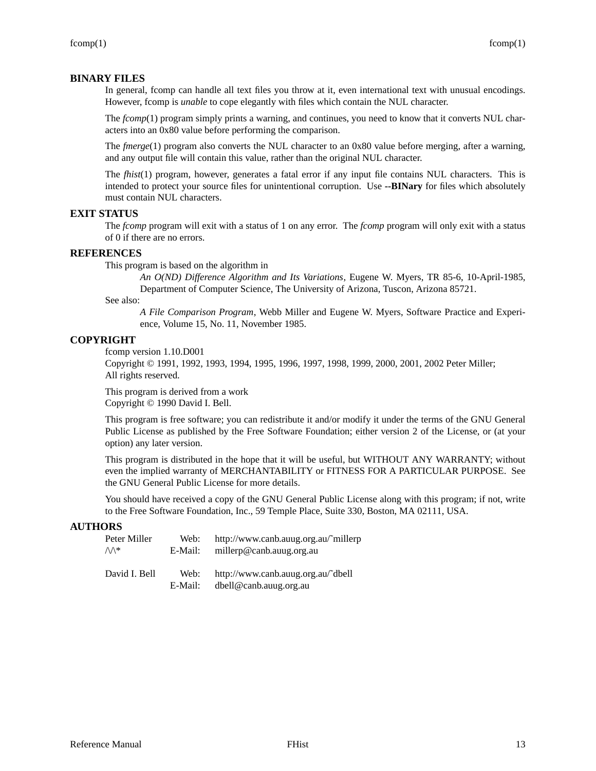## BINARY FILES

In general, fcomp can handle all text files you throw at it, even international text with unusual encodings. However, fcomp is *unable* to cope elegantly with files which contain the NUL character.

The *fcomp*(1) program simply prints a warning, and continues, you need to know that it converts NUL characters into an 0x80 value before performing the comparison.

The *fmerge*(1) program also converts the NUL character to an 0x80 value before merging, after a warning, and any output file will contain this value, rather than the original NUL character.

The *fhist*(1) program, however, generates a fatal error if any input file contains NUL characters. This is intended to protect your source files for unintentional corruption. Use **--BINary** for files which absolutely must contain NUL characters.

## EXIT STATUS

The *fcomp* program will exit with a status of 1 on any error. The *fcomp* program will only exit with a status of 0 if there are no errors.

## REFERENCES

This program is based on the algorithm in

> *An O(ND) Difference Algorithm and Its Variations*, Eugene W. Myers, TR 85-6, 10-April-1985, Department of Computer Science, The University of Arizona, Tuscon, Arizona 85721.

See also:

> *A File Comparison Program*, Webb Miller and Eugene W. Myers, Software Practice and Experience, Volume 15, No. 11, November 1985.

## COPYRIGHT

fcomp version 1.10.D001
Copyright © 1991, 1992, 1993, 1994, 1995, 1996, 1997, 1998, 1999, 2000, 2001, 2002 Peter Miller;
All rights reserved.

This program is derived from a work
Copyright © 1990 David I. Bell.

This program is free software; you can redistribute it and/or modify it under the terms of the GNU General Public License as published by the Free Software Foundation; either version 2 of the License, or (at your option) any later version.

This program is distributed in the hope that it will be useful, but WITHOUT ANY WARRANTY; without even the implied warranty of MERCHANTABILITY or FITNESS FOR A PARTICULAR PURPOSE. See the GNU General Public License for more details.

You should have received a copy of the GNU General Public License along with this program; if not, write to the Free Software Foundation, Inc., 59 Temple Place, Suite 330, Boston, MA 02111, USA.

## AUTHORS

| | | |
|---|---|---|
| Peter Miller | Web: | http://www.canb.auug.org.au/~millerp |
| /\/\* | E-Mail: | millerp@canb.auug.org.au |
| | | |
| David I. Bell | Web: | http://www.canb.auug.org.au/~dbell |
| | E-Mail: | dbell@canb.auug.org.au |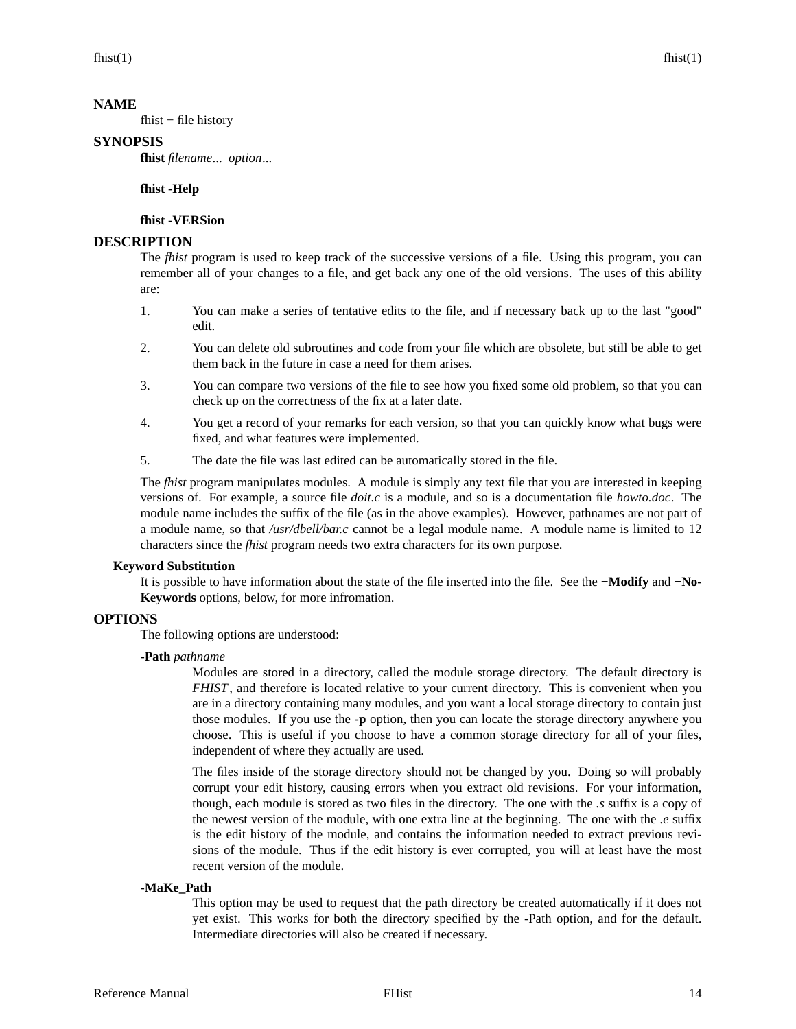## NAME

fhist − file history

## SYNOPSIS

**fhist** *filename*... *option*...

**fhist -Help**

**fhist -VERSion**

## DESCRIPTION

The *fhist* program is used to keep track of the successive versions of a file. Using this program, you can remember all of your changes to a file, and get back any one of the old versions. The uses of this ability are:

1. You can make a series of tentative edits to the file, and if necessary back up to the last "good" edit.
2. You can delete old subroutines and code from your file which are obsolete, but still be able to get them back in the future in case a need for them arises.
3. You can compare two versions of the file to see how you fixed some old problem, so that you can check up on the correctness of the fix at a later date.
4. You get a record of your remarks for each version, so that you can quickly know what bugs were fixed, and what features were implemented.
5. The date the file was last edited can be automatically stored in the file.

The *fhist* program manipulates modules. A module is simply any text file that you are interested in keeping versions of. For example, a source file *doit.c* is a module, and so is a documentation file *howto.doc*. The module name includes the suffix of the file (as in the above examples). However, pathnames are not part of a module name, so that */usr/dbell/bar.c* cannot be a legal module name. A module name is limited to 12 characters since the *fhist* program needs two extra characters for its own purpose.

### Keyword Substitution

It is possible to have information about the state of the file inserted into the file. See the **−Modify** and **−No-Keywords** options, below, for more infromation.

## OPTIONS

The following options are understood:

**-Path** *pathname*

Modules are stored in a directory, called the module storage directory. The default directory is *FHIST*, and therefore is located relative to your current directory. This is convenient when you are in a directory containing many modules, and you want a local storage directory to contain just those modules. If you use the **-p** option, then you can locate the storage directory anywhere you choose. This is useful if you choose to have a common storage directory for all of your files, independent of where they actually are used.

The files inside of the storage directory should not be changed by you. Doing so will probably corrupt your edit history, causing errors when you extract old revisions. For your information, though, each module is stored as two files in the directory. The one with the *.s* suffix is a copy of the newest version of the module, with one extra line at the beginning. The one with the *.e* suffix is the edit history of the module, and contains the information needed to extract previous revisions of the module. Thus if the edit history is ever corrupted, you will at least have the most recent version of the module.

**-MaKe_Path**

This option may be used to request that the path directory be created automatically if it does not yet exist. This works for both the directory specified by the -Path option, and for the default. Intermediate directories will also be created if necessary.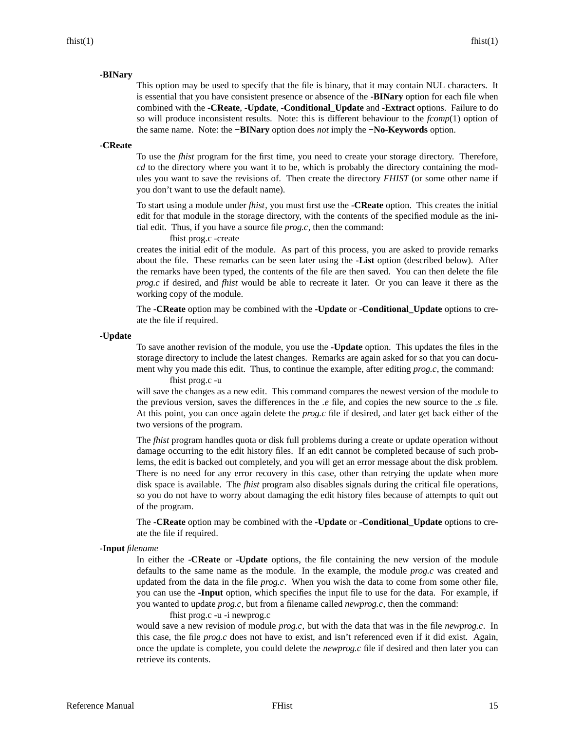**-BINary**

This option may be used to specify that the file is binary, that it may contain NUL characters. It is essential that you have consistent presence or absence of the **-BINary** option for each file when combined with the **-CReate**, **-Update**, **-Conditional_Update** and **-Extract** options. Failure to do so will produce inconsistent results. Note: this is different behaviour to the *fcomp*(1) option of the same name. Note: the **−BINary** option does *not* imply the **−No-Keywords** option.

**-CReate**

To use the *fhist* program for the first time, you need to create your storage directory. Therefore, *cd* to the directory where you want it to be, which is probably the directory containing the modules you want to save the revisions of. Then create the directory *FHIST* (or some other name if you don't want to use the default name).

To start using a module under *fhist*, you must first use the **-CReate** option. This creates the initial edit for that module in the storage directory, with the contents of the specified module as the initial edit. Thus, if you have a source file *prog.c*, then the command:

```
fhist prog.c -create
```

creates the initial edit of the module. As part of this process, you are asked to provide remarks about the file. These remarks can be seen later using the **-List** option (described below). After the remarks have been typed, the contents of the file are then saved. You can then delete the file *prog.c* if desired, and *fhist* would be able to recreate it later. Or you can leave it there as the working copy of the module.

The **-CReate** option may be combined with the **-Update** or **-Conditional_Update** options to create the file if required.

**-Update**

To save another revision of the module, you use the **-Update** option. This updates the files in the storage directory to include the latest changes. Remarks are again asked for so that you can document why you made this edit. Thus, to continue the example, after editing *prog.c*, the command:

```
fhist prog.c -u
```

will save the changes as a new edit. This command compares the newest version of the module to the previous version, saves the differences in the *.e* file, and copies the new source to the *.s* file. At this point, you can once again delete the *prog.c* file if desired, and later get back either of the two versions of the program.

The *fhist* program handles quota or disk full problems during a create or update operation without damage occurring to the edit history files. If an edit cannot be completed because of such problems, the edit is backed out completely, and you will get an error message about the disk problem. There is no need for any error recovery in this case, other than retrying the update when more disk space is available. The *fhist* program also disables signals during the critical file operations, so you do not have to worry about damaging the edit history files because of attempts to quit out of the program.

The **-CReate** option may be combined with the **-Update** or **-Conditional_Update** options to create the file if required.

**-Input** *filename*

In either the **-CReate** or **-Update** options, the file containing the new version of the module defaults to the same name as the module. In the example, the module *prog.c* was created and updated from the data in the file *prog.c*. When you wish the data to come from some other file, you can use the **-Input** option, which specifies the input file to use for the data. For example, if you wanted to update *prog.c*, but from a filename called *newprog.c*, then the command:

```
fhist prog.c -u -i newprog.c
```

would save a new revision of module *prog.c*, but with the data that was in the file *newprog.c*. In this case, the file *prog.c* does not have to exist, and isn't referenced even if it did exist. Again, once the update is complete, you could delete the *newprog.c* file if desired and then later you can retrieve its contents.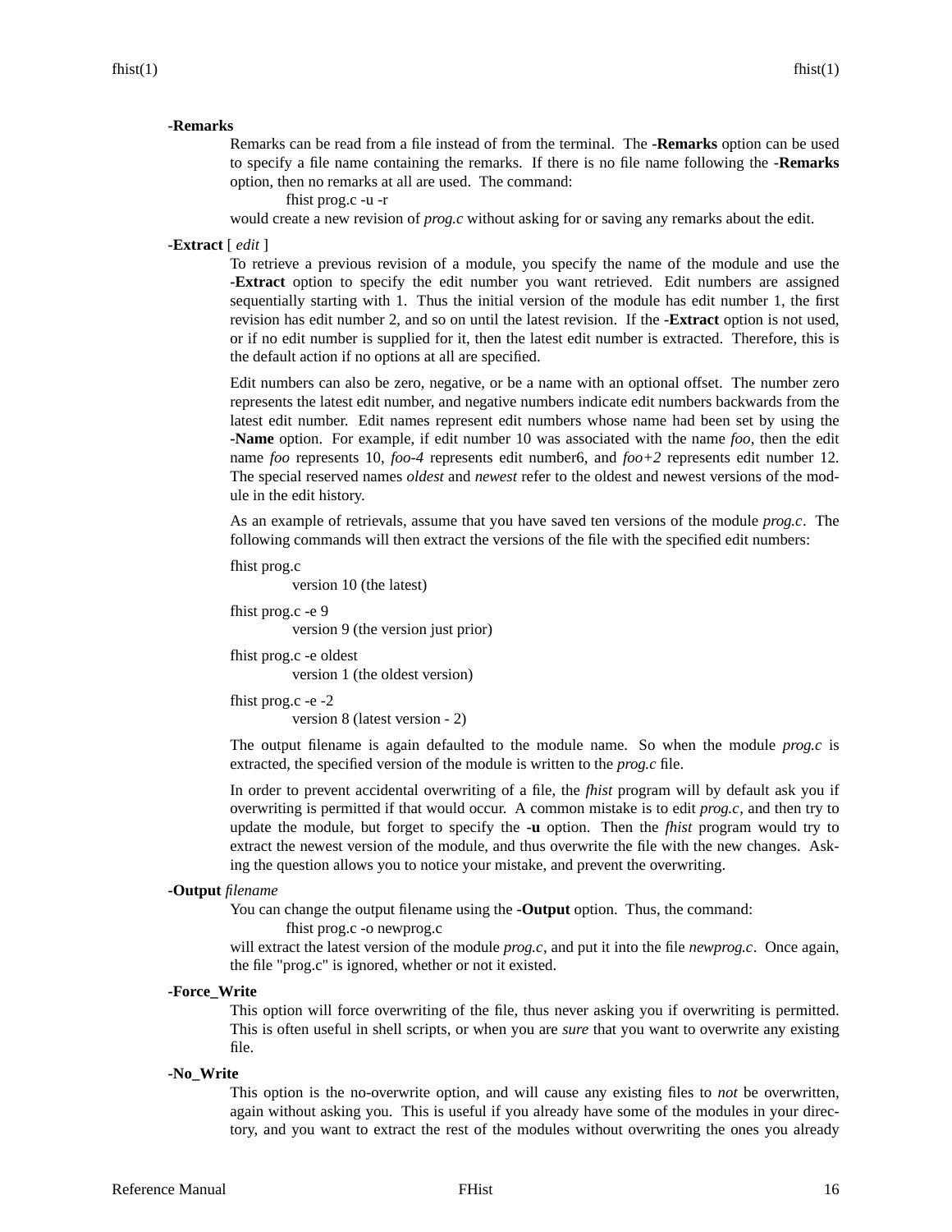**-Remarks**

Remarks can be read from a file instead of from the terminal. The **-Remarks** option can be used to specify a file name containing the remarks. If there is no file name following the **-Remarks** option, then no remarks at all are used. The command:

```
fhist prog.c -u -r
```

would create a new revision of *prog.c* without asking for or saving any remarks about the edit.

**-Extract** [ *edit* ]

To retrieve a previous revision of a module, you specify the name of the module and use the **-Extract** option to specify the edit number you want retrieved. Edit numbers are assigned sequentially starting with 1. Thus the initial version of the module has edit number 1, the first revision has edit number 2, and so on until the latest revision. If the **-Extract** option is not used, or if no edit number is supplied for it, then the latest edit number is extracted. Therefore, this is the default action if no options at all are specified.

Edit numbers can also be zero, negative, or be a name with an optional offset. The number zero represents the latest edit number, and negative numbers indicate edit numbers backwards from the latest edit number. Edit names represent edit numbers whose name had been set by using the **-Name** option. For example, if edit number 10 was associated with the name *foo*, then the edit name *foo* represents 10, *foo-4* represents edit number6, and *foo+2* represents edit number 12. The special reserved names *oldest* and *newest* refer to the oldest and newest versions of the module in the edit history.

As an example of retrievals, assume that you have saved ten versions of the module *prog.c*. The following commands will then extract the versions of the file with the specified edit numbers:

fhist prog.c
: version 10 (the latest)

fhist prog.c -e 9
: version 9 (the version just prior)

fhist prog.c -e oldest
: version 1 (the oldest version)

fhist prog.c -e -2
: version 8 (latest version - 2)

The output filename is again defaulted to the module name. So when the module *prog.c* is extracted, the specified version of the module is written to the *prog.c* file.

In order to prevent accidental overwriting of a file, the *fhist* program will by default ask you if overwriting is permitted if that would occur. A common mistake is to edit *prog.c*, and then try to update the module, but forget to specify the **-u** option. Then the *fhist* program would try to extract the newest version of the module, and thus overwrite the file with the new changes. Asking the question allows you to notice your mistake, and prevent the overwriting.

**-Output** *filename*

You can change the output filename using the **-Output** option. Thus, the command:

```
fhist prog.c -o newprog.c
```

will extract the latest version of the module *prog.c*, and put it into the file *newprog.c*. Once again, the file "prog.c" is ignored, whether or not it existed.

**-Force_Write**

This option will force overwriting of the file, thus never asking you if overwriting is permitted. This is often useful in shell scripts, or when you are *sure* that you want to overwrite any existing file.

**-No_Write**

This option is the no-overwrite option, and will cause any existing files to *not* be overwritten, again without asking you. This is useful if you already have some of the modules in your directory, and you want to extract the rest of the modules without overwriting the ones you already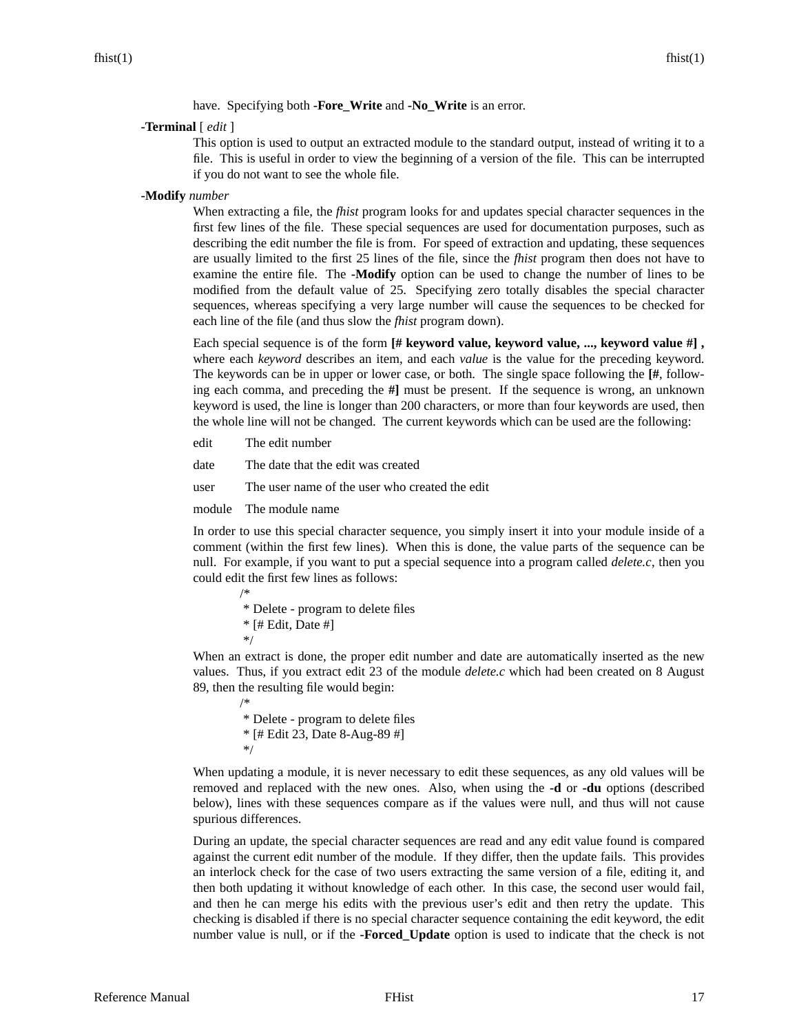have. Specifying both **-Fore_Write** and **-No_Write** is an error.

**-Terminal** [ *edit* ]

This option is used to output an extracted module to the standard output, instead of writing it to a file. This is useful in order to view the beginning of a version of the file. This can be interrupted if you do not want to see the whole file.

**-Modify** *number*

When extracting a file, the *fhist* program looks for and updates special character sequences in the first few lines of the file. These special sequences are used for documentation purposes, such as describing the edit number the file is from. For speed of extraction and updating, these sequences are usually limited to the first 25 lines of the file, since the *fhist* program then does not have to examine the entire file. The **-Modify** option can be used to change the number of lines to be modified from the default value of 25. Specifying zero totally disables the special character sequences, whereas specifying a very large number will cause the sequences to be checked for each line of the file (and thus slow the *fhist* program down).

Each special sequence is of the form **[# keyword value, keyword value, ..., keyword value #] ,** where each *keyword* describes an item, and each *value* is the value for the preceding keyword. The keywords can be in upper or lower case, or both. The single space following the **[#**, following each comma, and preceding the **#]** must be present. If the sequence is wrong, an unknown keyword is used, the line is longer than 200 characters, or more than four keywords are used, then the whole line will not be changed. The current keywords which can be used are the following:

edit — The edit number

date — The date that the edit was created

user — The user name of the user who created the edit

module — The module name

In order to use this special character sequence, you simply insert it into your module inside of a comment (within the first few lines). When this is done, the value parts of the sequence can be null. For example, if you want to put a special sequence into a program called *delete.c*, then you could edit the first few lines as follows:

```
/*
 * Delete - program to delete files
 * [# Edit, Date #]
 */
```

When an extract is done, the proper edit number and date are automatically inserted as the new values. Thus, if you extract edit 23 of the module *delete.c* which had been created on 8 August 89, then the resulting file would begin:

```
/*
 * Delete - program to delete files
 * [# Edit 23, Date 8-Aug-89 #]
 */
```

When updating a module, it is never necessary to edit these sequences, as any old values will be removed and replaced with the new ones. Also, when using the **-d** or **-du** options (described below), lines with these sequences compare as if the values were null, and thus will not cause spurious differences.

During an update, the special character sequences are read and any edit value found is compared against the current edit number of the module. If they differ, then the update fails. This provides an interlock check for the case of two users extracting the same version of a file, editing it, and then both updating it without knowledge of each other. In this case, the second user would fail, and then he can merge his edits with the previous user's edit and then retry the update. This checking is disabled if there is no special character sequence containing the edit keyword, the edit number value is null, or if the **-Forced_Update** option is used to indicate that the check is not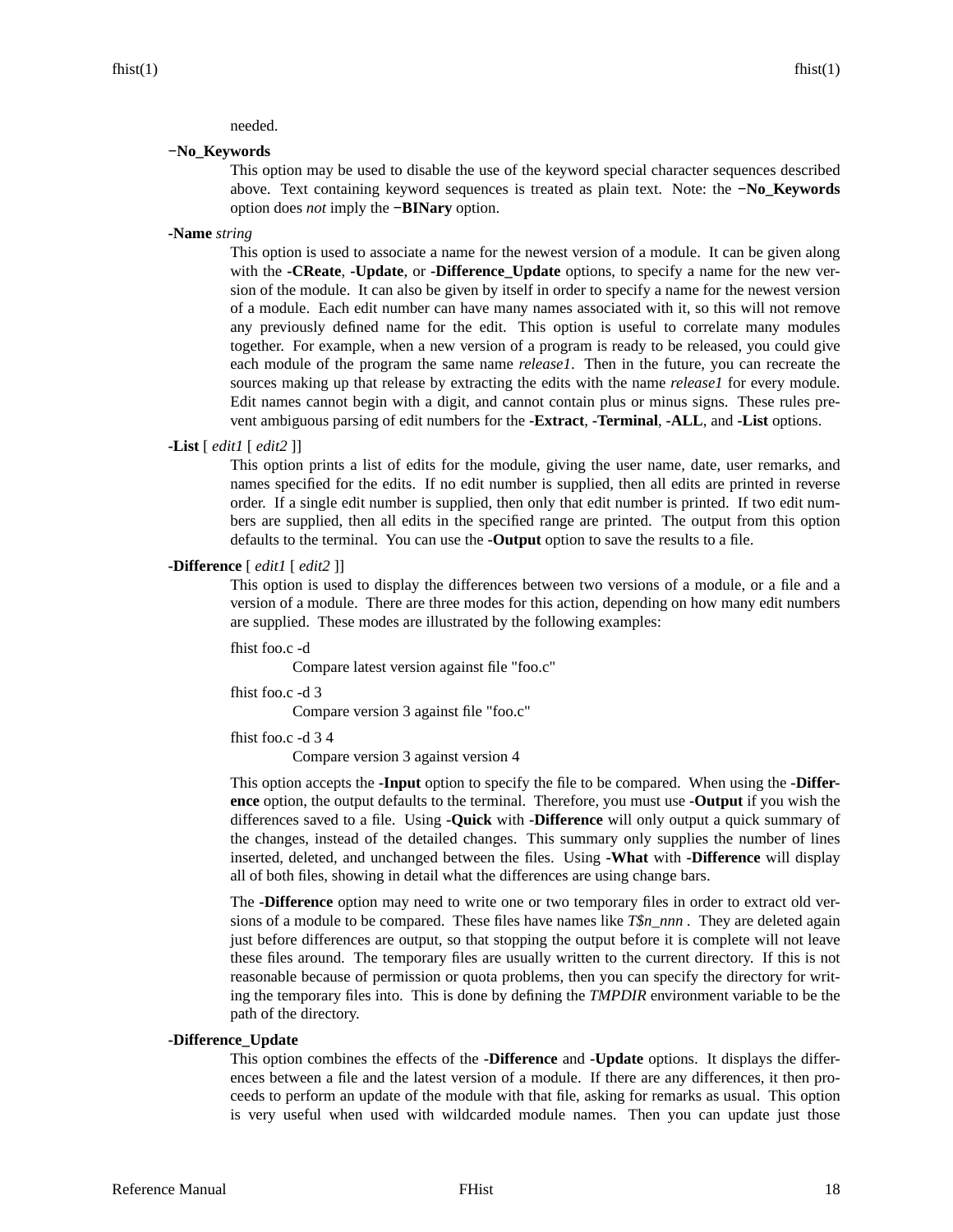needed.

**−No_Keywords**

This option may be used to disable the use of the keyword special character sequences described above. Text containing keyword sequences is treated as plain text. Note: the **−No_Keywords** option does *not* imply the **−BINary** option.

**-Name** *string*

This option is used to associate a name for the newest version of a module. It can be given along with the **-CReate**, **-Update**, or **-Difference_Update** options, to specify a name for the new version of the module. It can also be given by itself in order to specify a name for the newest version of a module. Each edit number can have many names associated with it, so this will not remove any previously defined name for the edit. This option is useful to correlate many modules together. For example, when a new version of a program is ready to be released, you could give each module of the program the same name *release1*. Then in the future, you can recreate the sources making up that release by extracting the edits with the name *release1* for every module. Edit names cannot begin with a digit, and cannot contain plus or minus signs. These rules prevent ambiguous parsing of edit numbers for the **-Extract**, **-Terminal**, **-ALL**, and **-List** options.

**-List** [ *edit1* [ *edit2* ]]

This option prints a list of edits for the module, giving the user name, date, user remarks, and names specified for the edits. If no edit number is supplied, then all edits are printed in reverse order. If a single edit number is supplied, then only that edit number is printed. If two edit numbers are supplied, then all edits in the specified range are printed. The output from this option defaults to the terminal. You can use the **-Output** option to save the results to a file.

**-Difference** [ *edit1* [ *edit2* ]]

This option is used to display the differences between two versions of a module, or a file and a version of a module. There are three modes for this action, depending on how many edit numbers are supplied. These modes are illustrated by the following examples:

fhist foo.c -d
: Compare latest version against file "foo.c"

fhist foo.c -d 3
: Compare version 3 against file "foo.c"

fhist foo.c -d 3 4
: Compare version 3 against version 4

This option accepts the **-Input** option to specify the file to be compared. When using the **-Difference** option, the output defaults to the terminal. Therefore, you must use **-Output** if you wish the differences saved to a file. Using **-Quick** with **-Difference** will only output a quick summary of the changes, instead of the detailed changes. This summary only supplies the number of lines inserted, deleted, and unchanged between the files. Using **-What** with **-Difference** will display all of both files, showing in detail what the differences are using change bars.

The **-Difference** option may need to write one or two temporary files in order to extract old versions of a module to be compared. These files have names like *T$n_nnn* . They are deleted again just before differences are output, so that stopping the output before it is complete will not leave these files around. The temporary files are usually written to the current directory. If this is not reasonable because of permission or quota problems, then you can specify the directory for writing the temporary files into. This is done by defining the *TMPDIR* environment variable to be the path of the directory.

**-Difference_Update**

This option combines the effects of the **-Difference** and **-Update** options. It displays the differences between a file and the latest version of a module. If there are any differences, it then proceeds to perform an update of the module with that file, asking for remarks as usual. This option is very useful when used with wildcarded module names. Then you can update just those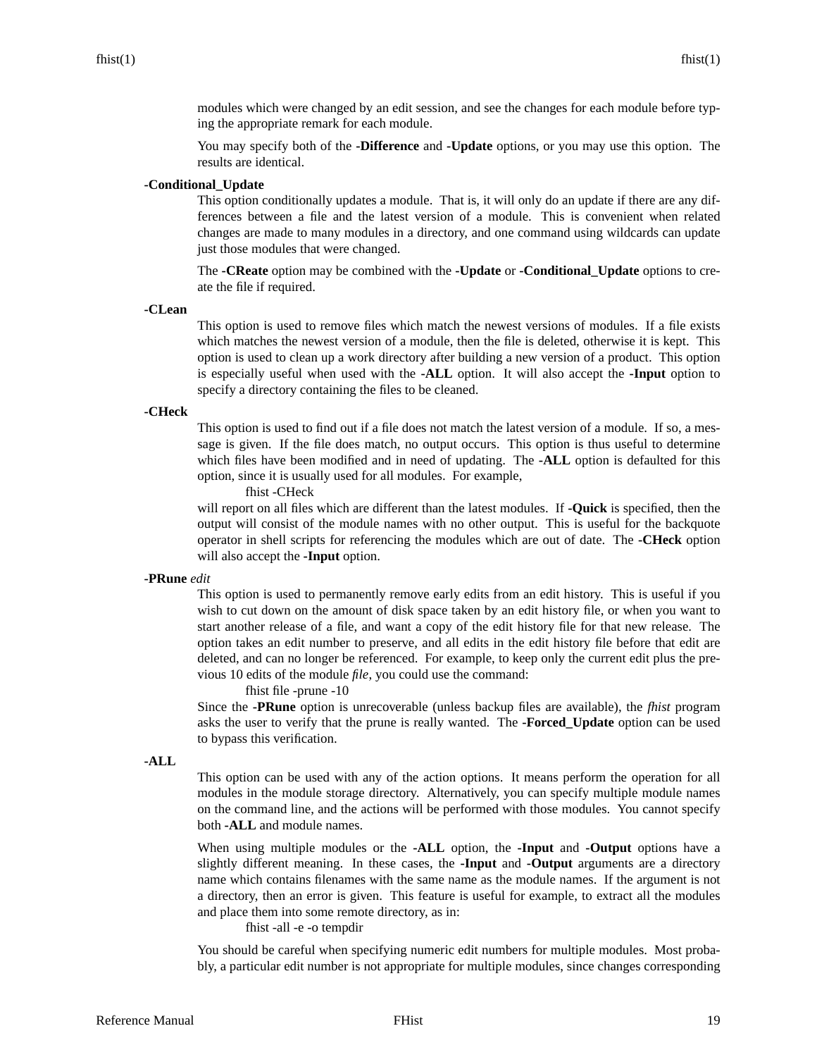modules which were changed by an edit session, and see the changes for each module before typing the appropriate remark for each module.

You may specify both of the **-Difference** and **-Update** options, or you may use this option. The results are identical.

**-Conditional_Update**

This option conditionally updates a module. That is, it will only do an update if there are any differences between a file and the latest version of a module. This is convenient when related changes are made to many modules in a directory, and one command using wildcards can update just those modules that were changed.

The **-CReate** option may be combined with the **-Update** or **-Conditional_Update** options to create the file if required.

**-CLean**

This option is used to remove files which match the newest versions of modules. If a file exists which matches the newest version of a module, then the file is deleted, otherwise it is kept. This option is used to clean up a work directory after building a new version of a product. This option is especially useful when used with the **-ALL** option. It will also accept the **-Input** option to specify a directory containing the files to be cleaned.

**-CHeck**

This option is used to find out if a file does not match the latest version of a module. If so, a message is given. If the file does match, no output occurs. This option is thus useful to determine which files have been modified and in need of updating. The **-ALL** option is defaulted for this option, since it is usually used for all modules. For example,

```
fhist -CHeck
```

will report on all files which are different than the latest modules. If **-Quick** is specified, then the output will consist of the module names with no other output. This is useful for the backquote operator in shell scripts for referencing the modules which are out of date. The **-CHeck** option will also accept the **-Input** option.

**-PRune** *edit*

This option is used to permanently remove early edits from an edit history. This is useful if you wish to cut down on the amount of disk space taken by an edit history file, or when you want to start another release of a file, and want a copy of the edit history file for that new release. The option takes an edit number to preserve, and all edits in the edit history file before that edit are deleted, and can no longer be referenced. For example, to keep only the current edit plus the previous 10 edits of the module *file*, you could use the command:

```
fhist file -prune -10
```

Since the **-PRune** option is unrecoverable (unless backup files are available), the *fhist* program asks the user to verify that the prune is really wanted. The **-Forced_Update** option can be used to bypass this verification.

**-ALL**

This option can be used with any of the action options. It means perform the operation for all modules in the module storage directory. Alternatively, you can specify multiple module names on the command line, and the actions will be performed with those modules. You cannot specify both **-ALL** and module names.

When using multiple modules or the **-ALL** option, the **-Input** and **-Output** options have a slightly different meaning. In these cases, the **-Input** and **-Output** arguments are a directory name which contains filenames with the same name as the module names. If the argument is not a directory, then an error is given. This feature is useful for example, to extract all the modules and place them into some remote directory, as in:

```
fhist -all -e -o tempdir
```

You should be careful when specifying numeric edit numbers for multiple modules. Most probably, a particular edit number is not appropriate for multiple modules, since changes corresponding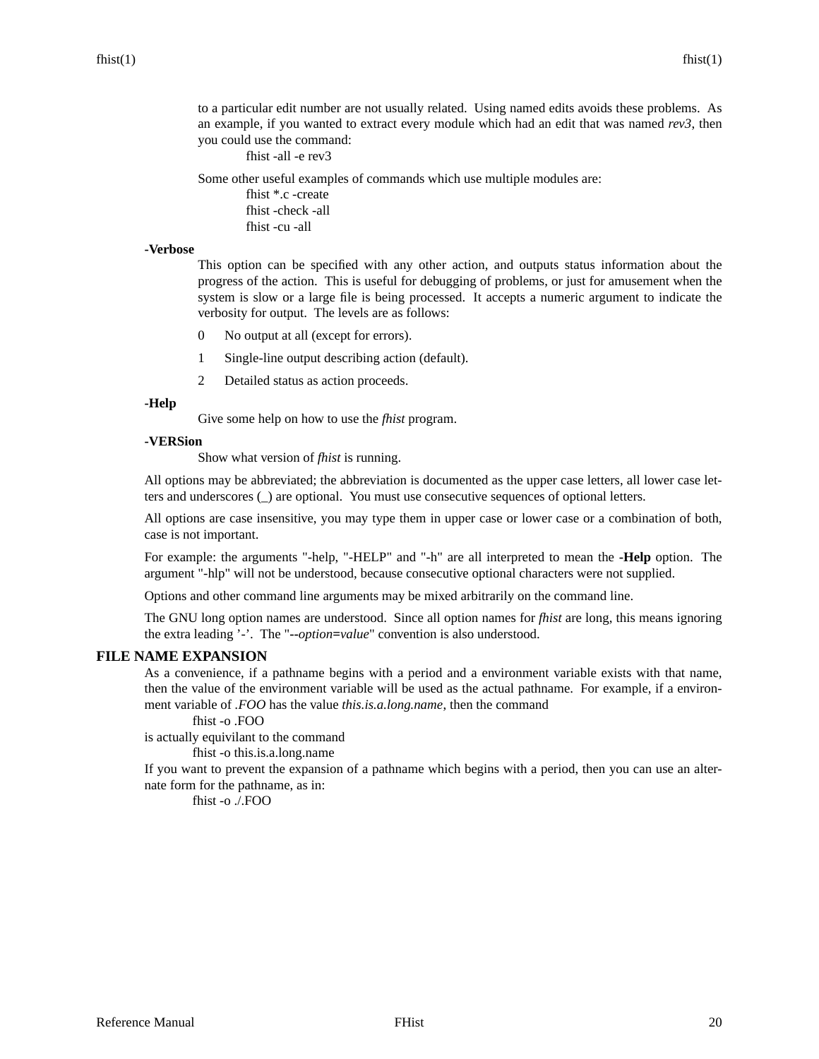to a particular edit number are not usually related. Using named edits avoids these problems. As an example, if you wanted to extract every module which had an edit that was named *rev3*, then you could use the command:

```
fhist -all -e rev3
```

Some other useful examples of commands which use multiple modules are:

```
fhist *.c -create
fhist -check -all
fhist -cu -all
```

**-Verbose**

This option can be specified with any other action, and outputs status information about the progress of the action. This is useful for debugging of problems, or just for amusement when the system is slow or a large file is being processed. It accepts a numeric argument to indicate the verbosity for output. The levels are as follows:

0 No output at all (except for errors).

1 Single-line output describing action (default).

2 Detailed status as action proceeds.

**-Help**

Give some help on how to use the *fhist* program.

**-VERSion**

Show what version of *fhist* is running.

All options may be abbreviated; the abbreviation is documented as the upper case letters, all lower case letters and underscores (_) are optional. You must use consecutive sequences of optional letters.

All options are case insensitive, you may type them in upper case or lower case or a combination of both, case is not important.

For example: the arguments "-help, "-HELP" and "-h" are all interpreted to mean the **-Help** option. The argument "-hlp" will not be understood, because consecutive optional characters were not supplied.

Options and other command line arguments may be mixed arbitrarily on the command line.

The GNU long option names are understood. Since all option names for *fhist* are long, this means ignoring the extra leading '-'. The "**--***option***=***value*" convention is also understood.

## FILE NAME EXPANSION

As a convenience, if a pathname begins with a period and a environment variable exists with that name, then the value of the environment variable will be used as the actual pathname. For example, if a environment variable of *.FOO* has the value *this.is.a.long.name*, then the command

```
fhist -o .FOO
```

is actually equivilant to the command

```
fhist -o this.is.a.long.name
```

If you want to prevent the expansion of a pathname which begins with a period, then you can use an alternate form for the pathname, as in:

```
fhist -o ./.FOO
```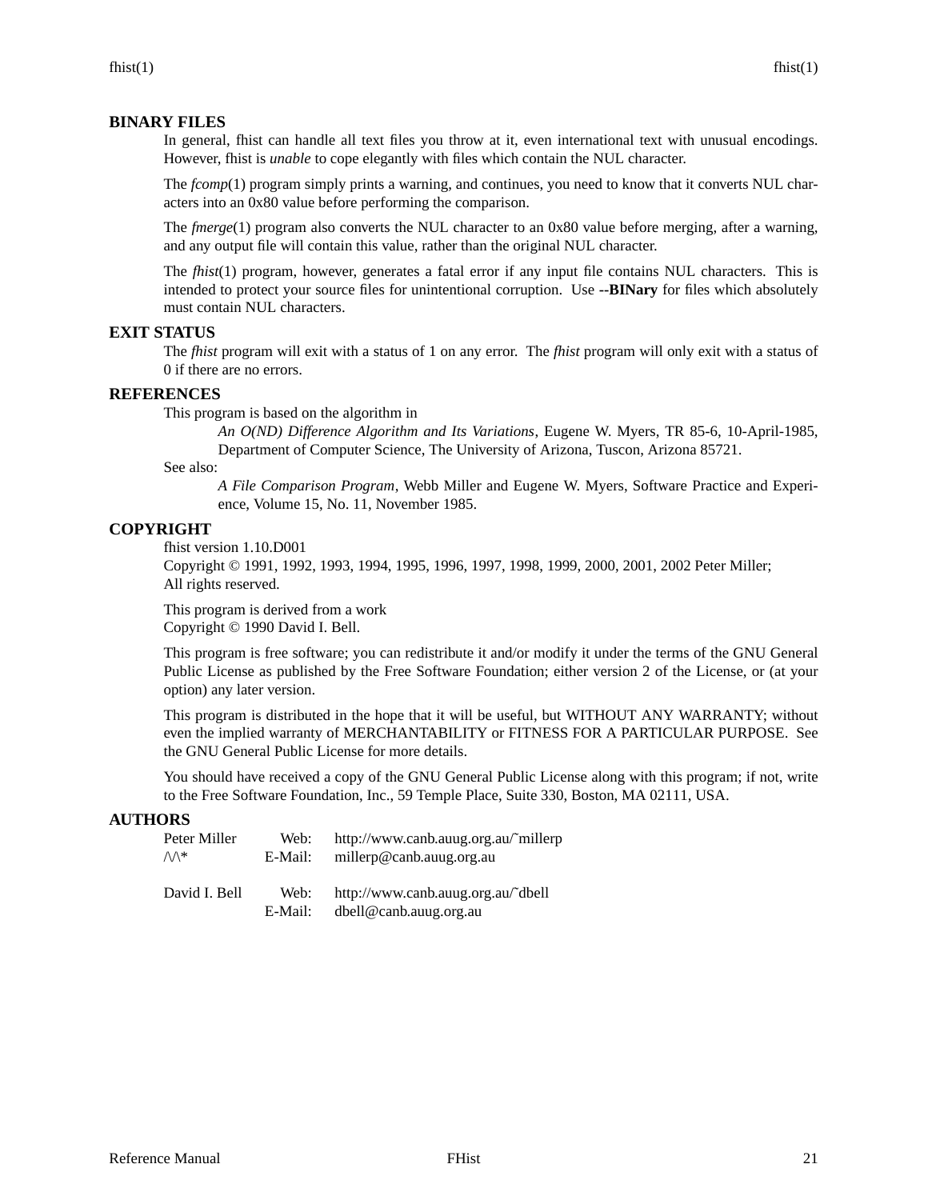## BINARY FILES

In general, fhist can handle all text files you throw at it, even international text with unusual encodings. However, fhist is *unable* to cope elegantly with files which contain the NUL character.

The *fcomp*(1) program simply prints a warning, and continues, you need to know that it converts NUL characters into an 0x80 value before performing the comparison.

The *fmerge*(1) program also converts the NUL character to an 0x80 value before merging, after a warning, and any output file will contain this value, rather than the original NUL character.

The *fhist*(1) program, however, generates a fatal error if any input file contains NUL characters. This is intended to protect your source files for unintentional corruption. Use **--BINary** for files which absolutely must contain NUL characters.

## EXIT STATUS

The *fhist* program will exit with a status of 1 on any error. The *fhist* program will only exit with a status of 0 if there are no errors.

## REFERENCES

This program is based on the algorithm in

> *An O(ND) Difference Algorithm and Its Variations*, Eugene W. Myers, TR 85-6, 10-April-1985, Department of Computer Science, The University of Arizona, Tuscon, Arizona 85721.

See also:

> *A File Comparison Program*, Webb Miller and Eugene W. Myers, Software Practice and Experience, Volume 15, No. 11, November 1985.

## COPYRIGHT

fhist version 1.10.D001
Copyright © 1991, 1992, 1993, 1994, 1995, 1996, 1997, 1998, 1999, 2000, 2001, 2002 Peter Miller;
All rights reserved.

This program is derived from a work
Copyright © 1990 David I. Bell.

This program is free software; you can redistribute it and/or modify it under the terms of the GNU General Public License as published by the Free Software Foundation; either version 2 of the License, or (at your option) any later version.

This program is distributed in the hope that it will be useful, but WITHOUT ANY WARRANTY; without even the implied warranty of MERCHANTABILITY or FITNESS FOR A PARTICULAR PURPOSE. See the GNU General Public License for more details.

You should have received a copy of the GNU General Public License along with this program; if not, write to the Free Software Foundation, Inc., 59 Temple Place, Suite 330, Boston, MA 02111, USA.

## AUTHORS

| | | |
|---|---|---|
| Peter Miller | Web: | http://www.canb.auug.org.au/~millerp |
| /\/\* | E-Mail: | millerp@canb.auug.org.au |
| | | |
| David I. Bell | Web: | http://www.canb.auug.org.au/~dbell |
| | E-Mail: | dbell@canb.auug.org.au |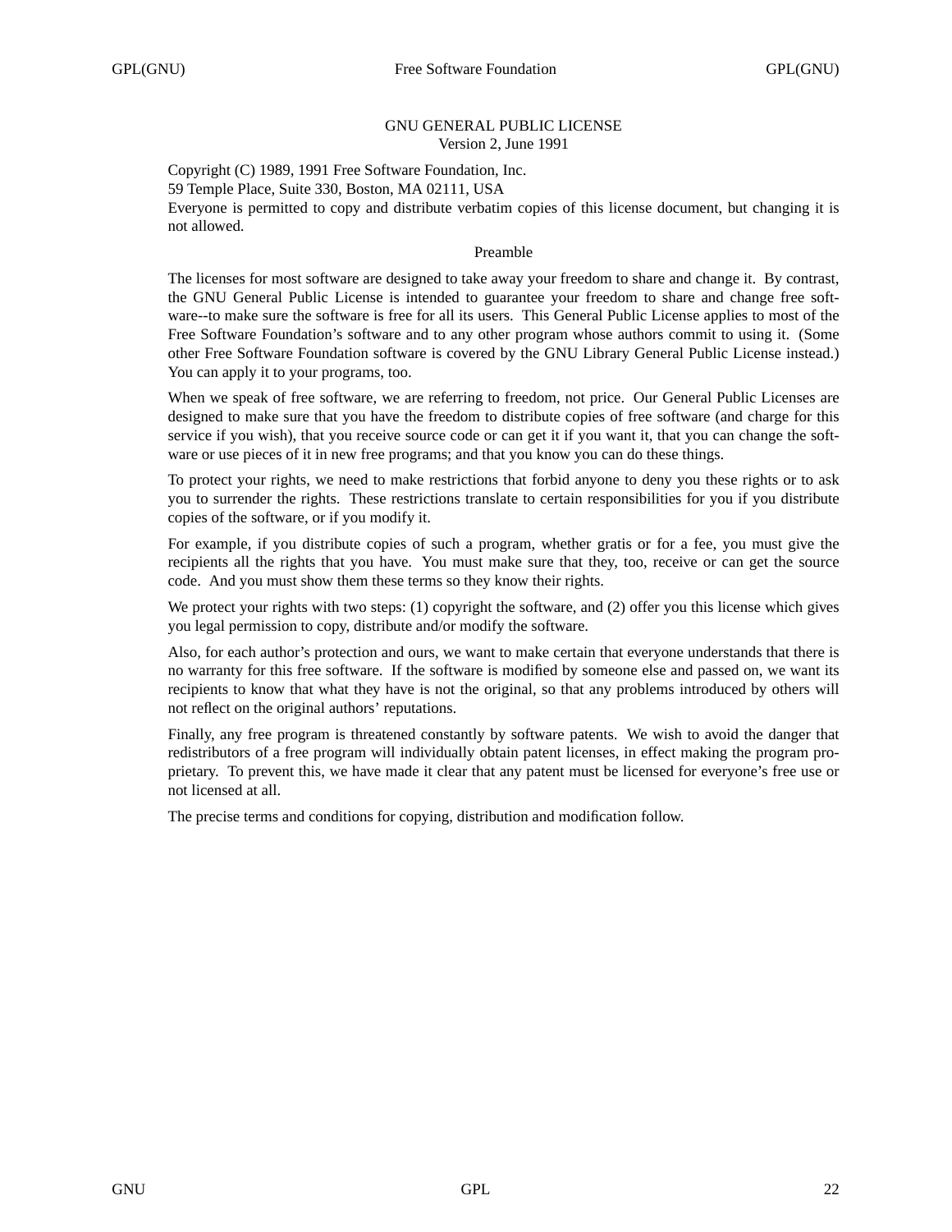# GNU GENERAL PUBLIC LICENSE

Version 2, June 1991

Copyright (C) 1989, 1991 Free Software Foundation, Inc.
59 Temple Place, Suite 330, Boston, MA 02111, USA
Everyone is permitted to copy and distribute verbatim copies of this license document, but changing it is not allowed.

## Preamble

The licenses for most software are designed to take away your freedom to share and change it. By contrast, the GNU General Public License is intended to guarantee your freedom to share and change free software--to make sure the software is free for all its users. This General Public License applies to most of the Free Software Foundation's software and to any other program whose authors commit to using it. (Some other Free Software Foundation software is covered by the GNU Library General Public License instead.) You can apply it to your programs, too.

When we speak of free software, we are referring to freedom, not price. Our General Public Licenses are designed to make sure that you have the freedom to distribute copies of free software (and charge for this service if you wish), that you receive source code or can get it if you want it, that you can change the software or use pieces of it in new free programs; and that you know you can do these things.

To protect your rights, we need to make restrictions that forbid anyone to deny you these rights or to ask you to surrender the rights. These restrictions translate to certain responsibilities for you if you distribute copies of the software, or if you modify it.

For example, if you distribute copies of such a program, whether gratis or for a fee, you must give the recipients all the rights that you have. You must make sure that they, too, receive or can get the source code. And you must show them these terms so they know their rights.

We protect your rights with two steps: (1) copyright the software, and (2) offer you this license which gives you legal permission to copy, distribute and/or modify the software.

Also, for each author's protection and ours, we want to make certain that everyone understands that there is no warranty for this free software. If the software is modified by someone else and passed on, we want its recipients to know that what they have is not the original, so that any problems introduced by others will not reflect on the original authors' reputations.

Finally, any free program is threatened constantly by software patents. We wish to avoid the danger that redistributors of a free program will individually obtain patent licenses, in effect making the program proprietary. To prevent this, we have made it clear that any patent must be licensed for everyone's free use or not licensed at all.

The precise terms and conditions for copying, distribution and modification follow.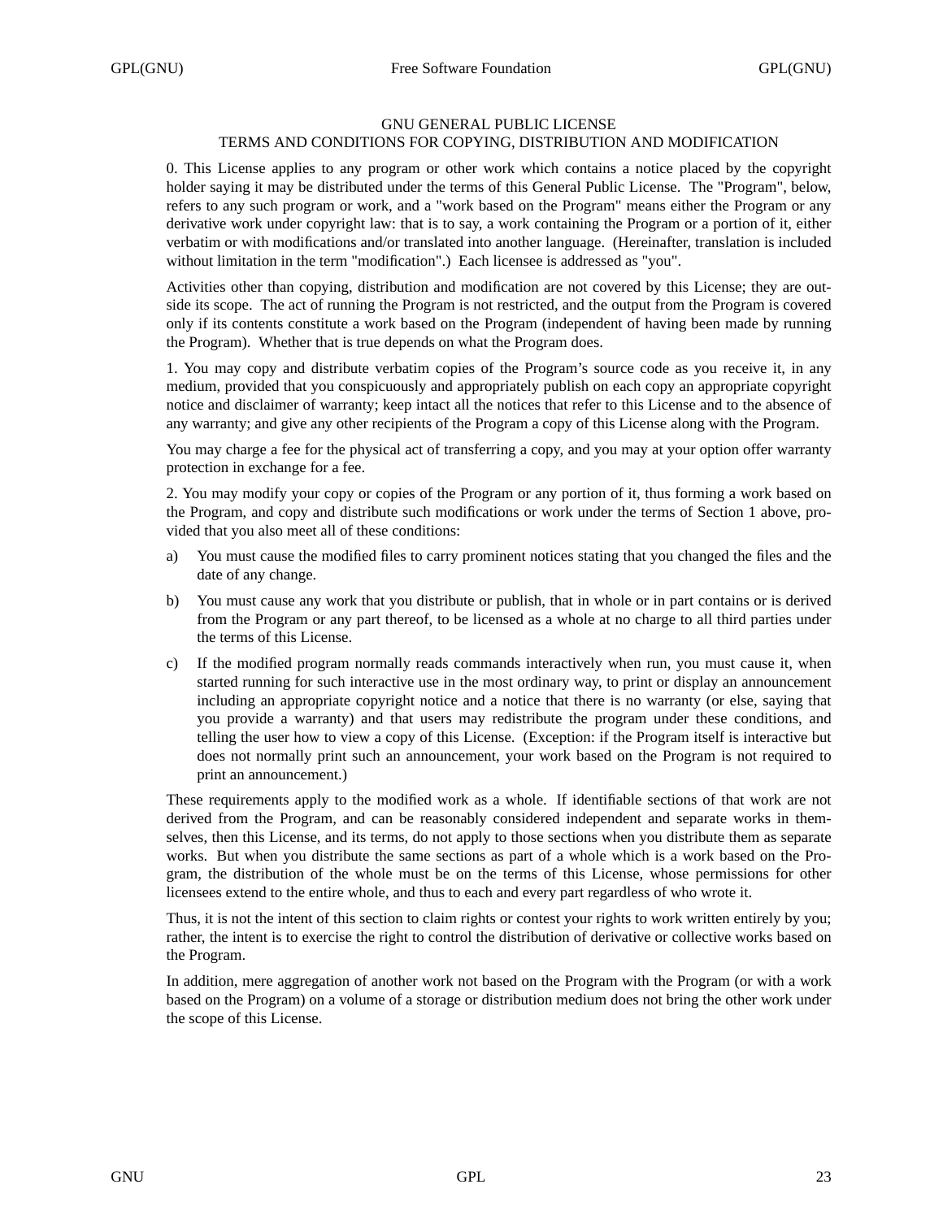# GNU GENERAL PUBLIC LICENSE
## TERMS AND CONDITIONS FOR COPYING, DISTRIBUTION AND MODIFICATION

0. This License applies to any program or other work which contains a notice placed by the copyright holder saying it may be distributed under the terms of this General Public License. The "Program", below, refers to any such program or work, and a "work based on the Program" means either the Program or any derivative work under copyright law: that is to say, a work containing the Program or a portion of it, either verbatim or with modifications and/or translated into another language. (Hereinafter, translation is included without limitation in the term "modification".) Each licensee is addressed as "you".

Activities other than copying, distribution and modification are not covered by this License; they are outside its scope. The act of running the Program is not restricted, and the output from the Program is covered only if its contents constitute a work based on the Program (independent of having been made by running the Program). Whether that is true depends on what the Program does.

1. You may copy and distribute verbatim copies of the Program's source code as you receive it, in any medium, provided that you conspicuously and appropriately publish on each copy an appropriate copyright notice and disclaimer of warranty; keep intact all the notices that refer to this License and to the absence of any warranty; and give any other recipients of the Program a copy of this License along with the Program.

You may charge a fee for the physical act of transferring a copy, and you may at your option offer warranty protection in exchange for a fee.

2. You may modify your copy or copies of the Program or any portion of it, thus forming a work based on the Program, and copy and distribute such modifications or work under the terms of Section 1 above, provided that you also meet all of these conditions:

a) You must cause the modified files to carry prominent notices stating that you changed the files and the date of any change.

b) You must cause any work that you distribute or publish, that in whole or in part contains or is derived from the Program or any part thereof, to be licensed as a whole at no charge to all third parties under the terms of this License.

c) If the modified program normally reads commands interactively when run, you must cause it, when started running for such interactive use in the most ordinary way, to print or display an announcement including an appropriate copyright notice and a notice that there is no warranty (or else, saying that you provide a warranty) and that users may redistribute the program under these conditions, and telling the user how to view a copy of this License. (Exception: if the Program itself is interactive but does not normally print such an announcement, your work based on the Program is not required to print an announcement.)

These requirements apply to the modified work as a whole. If identifiable sections of that work are not derived from the Program, and can be reasonably considered independent and separate works in themselves, then this License, and its terms, do not apply to those sections when you distribute them as separate works. But when you distribute the same sections as part of a whole which is a work based on the Program, the distribution of the whole must be on the terms of this License, whose permissions for other licensees extend to the entire whole, and thus to each and every part regardless of who wrote it.

Thus, it is not the intent of this section to claim rights or contest your rights to work written entirely by you; rather, the intent is to exercise the right to control the distribution of derivative or collective works based on the Program.

In addition, mere aggregation of another work not based on the Program with the Program (or with a work based on the Program) on a volume of a storage or distribution medium does not bring the other work under the scope of this License.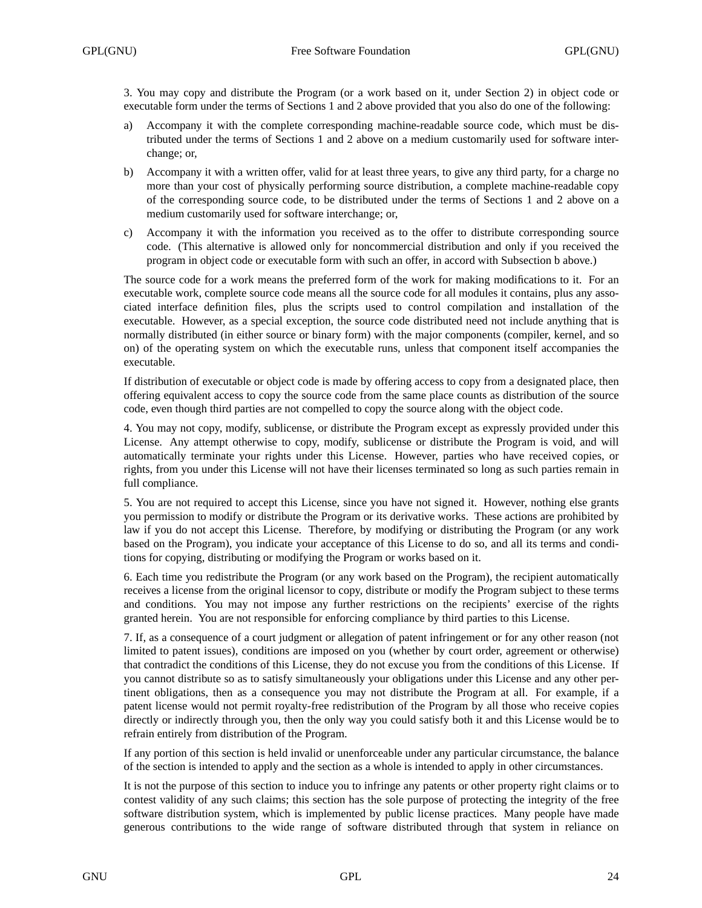3. You may copy and distribute the Program (or a work based on it, under Section 2) in object code or executable form under the terms of Sections 1 and 2 above provided that you also do one of the following:

a) Accompany it with the complete corresponding machine-readable source code, which must be distributed under the terms of Sections 1 and 2 above on a medium customarily used for software interchange; or,

b) Accompany it with a written offer, valid for at least three years, to give any third party, for a charge no more than your cost of physically performing source distribution, a complete machine-readable copy of the corresponding source code, to be distributed under the terms of Sections 1 and 2 above on a medium customarily used for software interchange; or,

c) Accompany it with the information you received as to the offer to distribute corresponding source code. (This alternative is allowed only for noncommercial distribution and only if you received the program in object code or executable form with such an offer, in accord with Subsection b above.)

The source code for a work means the preferred form of the work for making modifications to it. For an executable work, complete source code means all the source code for all modules it contains, plus any associated interface definition files, plus the scripts used to control compilation and installation of the executable. However, as a special exception, the source code distributed need not include anything that is normally distributed (in either source or binary form) with the major components (compiler, kernel, and so on) of the operating system on which the executable runs, unless that component itself accompanies the executable.

If distribution of executable or object code is made by offering access to copy from a designated place, then offering equivalent access to copy the source code from the same place counts as distribution of the source code, even though third parties are not compelled to copy the source along with the object code.

4. You may not copy, modify, sublicense, or distribute the Program except as expressly provided under this License. Any attempt otherwise to copy, modify, sublicense or distribute the Program is void, and will automatically terminate your rights under this License. However, parties who have received copies, or rights, from you under this License will not have their licenses terminated so long as such parties remain in full compliance.

5. You are not required to accept this License, since you have not signed it. However, nothing else grants you permission to modify or distribute the Program or its derivative works. These actions are prohibited by law if you do not accept this License. Therefore, by modifying or distributing the Program (or any work based on the Program), you indicate your acceptance of this License to do so, and all its terms and conditions for copying, distributing or modifying the Program or works based on it.

6. Each time you redistribute the Program (or any work based on the Program), the recipient automatically receives a license from the original licensor to copy, distribute or modify the Program subject to these terms and conditions. You may not impose any further restrictions on the recipients' exercise of the rights granted herein. You are not responsible for enforcing compliance by third parties to this License.

7. If, as a consequence of a court judgment or allegation of patent infringement or for any other reason (not limited to patent issues), conditions are imposed on you (whether by court order, agreement or otherwise) that contradict the conditions of this License, they do not excuse you from the conditions of this License. If you cannot distribute so as to satisfy simultaneously your obligations under this License and any other pertinent obligations, then as a consequence you may not distribute the Program at all. For example, if a patent license would not permit royalty-free redistribution of the Program by all those who receive copies directly or indirectly through you, then the only way you could satisfy both it and this License would be to refrain entirely from distribution of the Program.

If any portion of this section is held invalid or unenforceable under any particular circumstance, the balance of the section is intended to apply and the section as a whole is intended to apply in other circumstances.

It is not the purpose of this section to induce you to infringe any patents or other property right claims or to contest validity of any such claims; this section has the sole purpose of protecting the integrity of the free software distribution system, which is implemented by public license practices. Many people have made generous contributions to the wide range of software distributed through that system in reliance on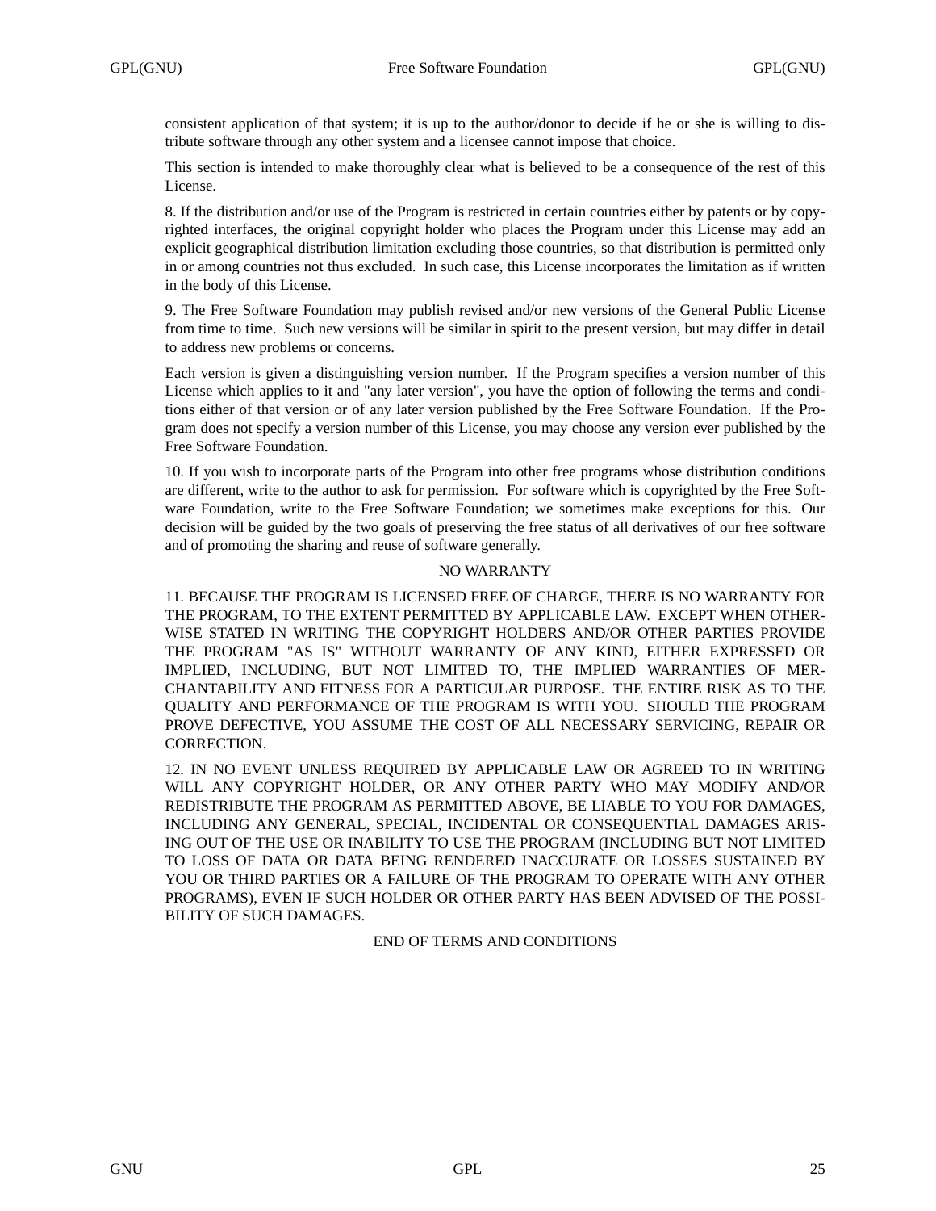consistent application of that system; it is up to the author/donor to decide if he or she is willing to distribute software through any other system and a licensee cannot impose that choice.

This section is intended to make thoroughly clear what is believed to be a consequence of the rest of this License.

8. If the distribution and/or use of the Program is restricted in certain countries either by patents or by copyrighted interfaces, the original copyright holder who places the Program under this License may add an explicit geographical distribution limitation excluding those countries, so that distribution is permitted only in or among countries not thus excluded. In such case, this License incorporates the limitation as if written in the body of this License.

9. The Free Software Foundation may publish revised and/or new versions of the General Public License from time to time. Such new versions will be similar in spirit to the present version, but may differ in detail to address new problems or concerns.

Each version is given a distinguishing version number. If the Program specifies a version number of this License which applies to it and "any later version", you have the option of following the terms and conditions either of that version or of any later version published by the Free Software Foundation. If the Program does not specify a version number of this License, you may choose any version ever published by the Free Software Foundation.

10. If you wish to incorporate parts of the Program into other free programs whose distribution conditions are different, write to the author to ask for permission. For software which is copyrighted by the Free Software Foundation, write to the Free Software Foundation; we sometimes make exceptions for this. Our decision will be guided by the two goals of preserving the free status of all derivatives of our free software and of promoting the sharing and reuse of software generally.

NO WARRANTY

11. BECAUSE THE PROGRAM IS LICENSED FREE OF CHARGE, THERE IS NO WARRANTY FOR THE PROGRAM, TO THE EXTENT PERMITTED BY APPLICABLE LAW. EXCEPT WHEN OTHERWISE STATED IN WRITING THE COPYRIGHT HOLDERS AND/OR OTHER PARTIES PROVIDE THE PROGRAM "AS IS" WITHOUT WARRANTY OF ANY KIND, EITHER EXPRESSED OR IMPLIED, INCLUDING, BUT NOT LIMITED TO, THE IMPLIED WARRANTIES OF MERCHANTABILITY AND FITNESS FOR A PARTICULAR PURPOSE. THE ENTIRE RISK AS TO THE QUALITY AND PERFORMANCE OF THE PROGRAM IS WITH YOU. SHOULD THE PROGRAM PROVE DEFECTIVE, YOU ASSUME THE COST OF ALL NECESSARY SERVICING, REPAIR OR CORRECTION.

12. IN NO EVENT UNLESS REQUIRED BY APPLICABLE LAW OR AGREED TO IN WRITING WILL ANY COPYRIGHT HOLDER, OR ANY OTHER PARTY WHO MAY MODIFY AND/OR REDISTRIBUTE THE PROGRAM AS PERMITTED ABOVE, BE LIABLE TO YOU FOR DAMAGES, INCLUDING ANY GENERAL, SPECIAL, INCIDENTAL OR CONSEQUENTIAL DAMAGES ARISING OUT OF THE USE OR INABILITY TO USE THE PROGRAM (INCLUDING BUT NOT LIMITED TO LOSS OF DATA OR DATA BEING RENDERED INACCURATE OR LOSSES SUSTAINED BY YOU OR THIRD PARTIES OR A FAILURE OF THE PROGRAM TO OPERATE WITH ANY OTHER PROGRAMS), EVEN IF SUCH HOLDER OR OTHER PARTY HAS BEEN ADVISED OF THE POSSIBILITY OF SUCH DAMAGES.

END OF TERMS AND CONDITIONS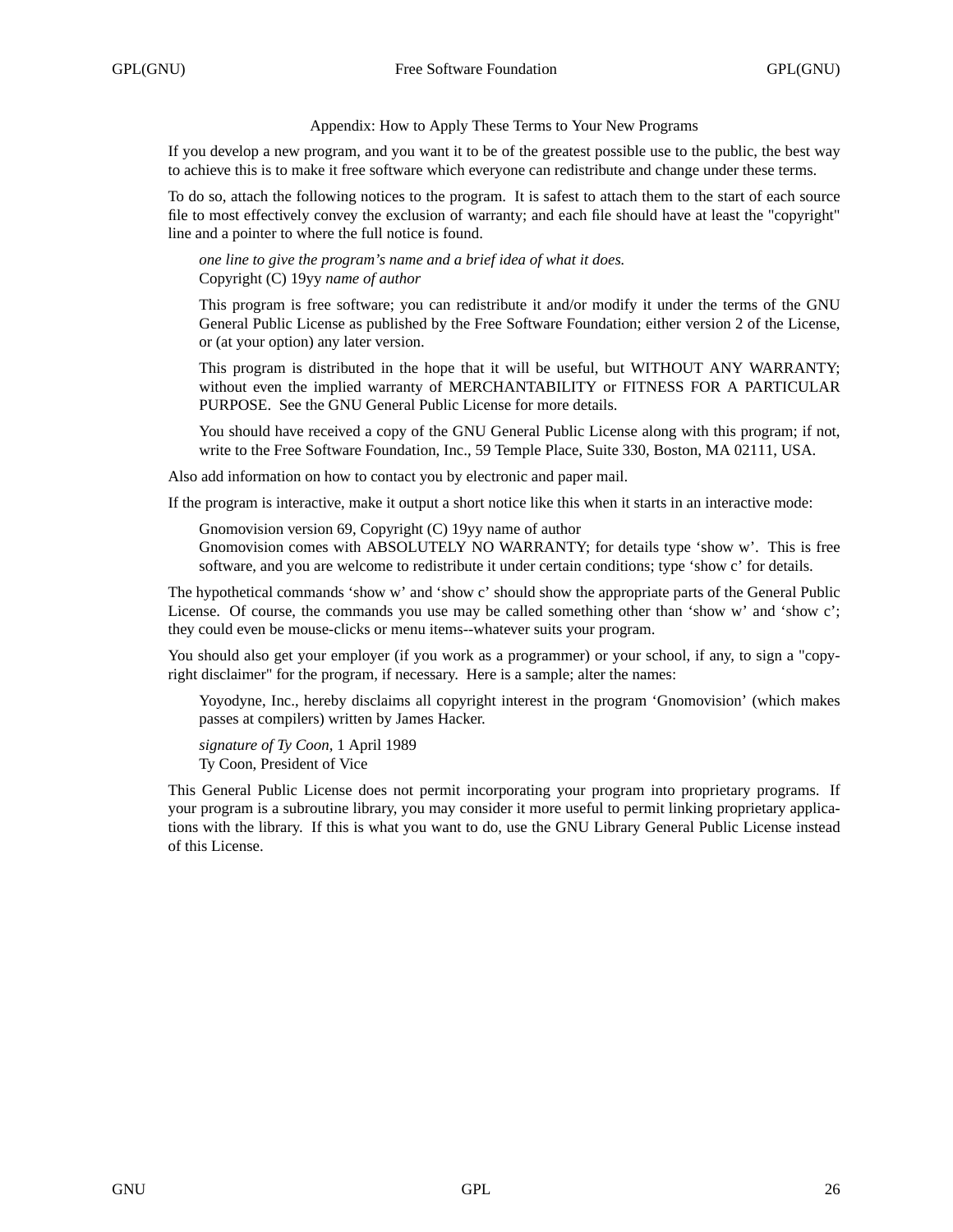## Appendix: How to Apply These Terms to Your New Programs

If you develop a new program, and you want it to be of the greatest possible use to the public, the best way to achieve this is to make it free software which everyone can redistribute and change under these terms.

To do so, attach the following notices to the program. It is safest to attach them to the start of each source file to most effectively convey the exclusion of warranty; and each file should have at least the "copyright" line and a pointer to where the full notice is found.

> *one line to give the program's name and a brief idea of what it does.*
> Copyright (C) 19yy *name of author*
>
> This program is free software; you can redistribute it and/or modify it under the terms of the GNU General Public License as published by the Free Software Foundation; either version 2 of the License, or (at your option) any later version.
>
> This program is distributed in the hope that it will be useful, but WITHOUT ANY WARRANTY; without even the implied warranty of MERCHANTABILITY or FITNESS FOR A PARTICULAR PURPOSE. See the GNU General Public License for more details.
>
> You should have received a copy of the GNU General Public License along with this program; if not, write to the Free Software Foundation, Inc., 59 Temple Place, Suite 330, Boston, MA 02111, USA.

Also add information on how to contact you by electronic and paper mail.

If the program is interactive, make it output a short notice like this when it starts in an interactive mode:

> Gnomovision version 69, Copyright (C) 19yy name of author
> Gnomovision comes with ABSOLUTELY NO WARRANTY; for details type 'show w'. This is free software, and you are welcome to redistribute it under certain conditions; type 'show c' for details.

The hypothetical commands 'show w' and 'show c' should show the appropriate parts of the General Public License. Of course, the commands you use may be called something other than 'show w' and 'show c'; they could even be mouse-clicks or menu items--whatever suits your program.

You should also get your employer (if you work as a programmer) or your school, if any, to sign a "copyright disclaimer" for the program, if necessary. Here is a sample; alter the names:

> Yoyodyne, Inc., hereby disclaims all copyright interest in the program 'Gnomovision' (which makes passes at compilers) written by James Hacker.
>
> *signature of Ty Coon*, 1 April 1989
> Ty Coon, President of Vice

This General Public License does not permit incorporating your program into proprietary programs. If your program is a subroutine library, you may consider it more useful to permit linking proprietary applications with the library. If this is what you want to do, use the GNU Library General Public License instead of this License.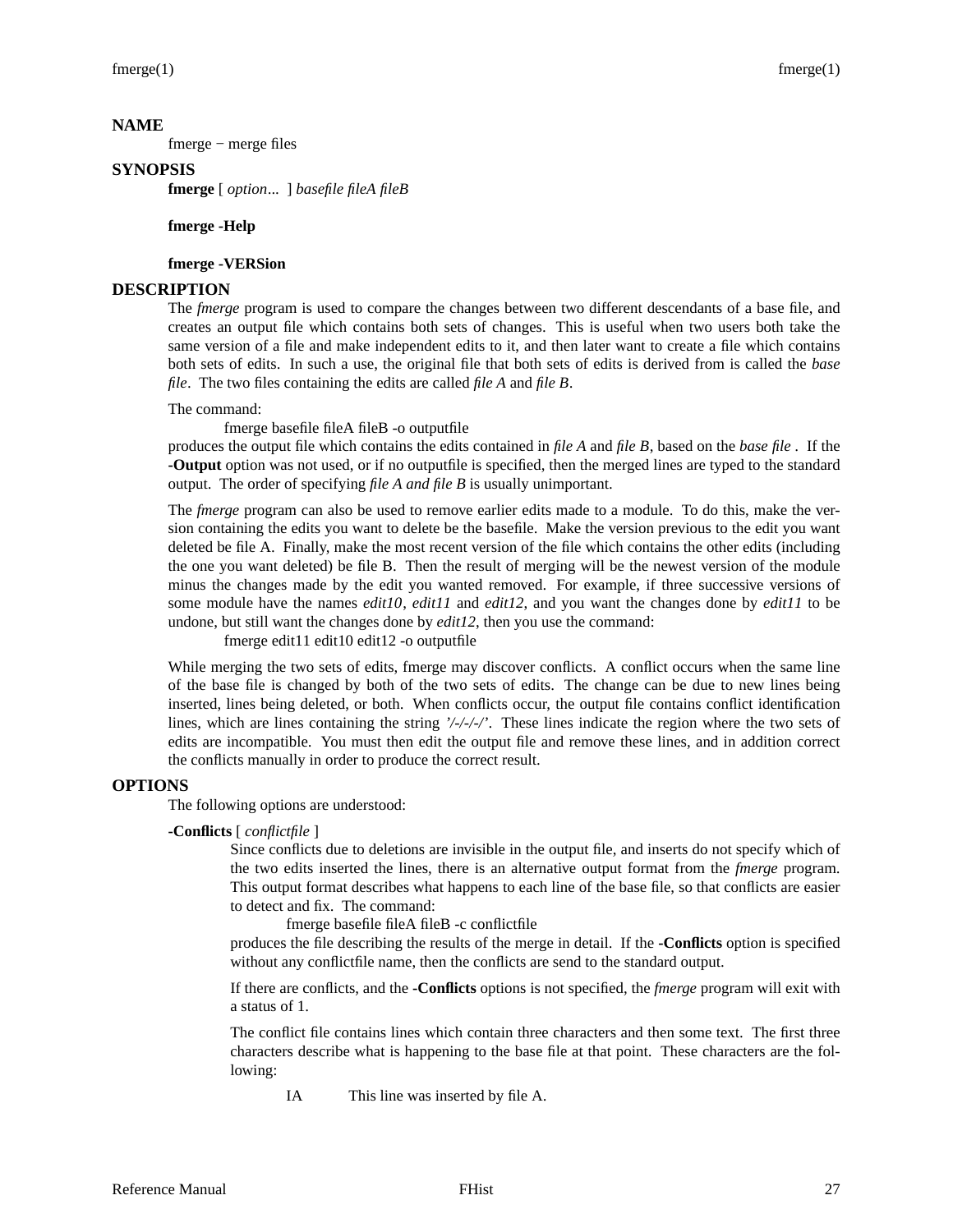## NAME

fmerge − merge files

## SYNOPSIS

**fmerge** [ *option*... ] *basefile fileA fileB*

**fmerge -Help**

**fmerge -VERSion**

## DESCRIPTION

The *fmerge* program is used to compare the changes between two different descendants of a base file, and creates an output file which contains both sets of changes. This is useful when two users both take the same version of a file and make independent edits to it, and then later want to create a file which contains both sets of edits. In such a use, the original file that both sets of edits is derived from is called the *base file*. The two files containing the edits are called *file A* and *file B*.

The command:

```
fmerge basefile fileA fileB -o outputfile
```

produces the output file which contains the edits contained in *file A* and *file B*, based on the *base file* . If the **-Output** option was not used, or if no outputfile is specified, then the merged lines are typed to the standard output. The order of specifying *file A and file B* is usually unimportant.

The *fmerge* program can also be used to remove earlier edits made to a module. To do this, make the version containing the edits you want to delete be the basefile. Make the version previous to the edit you want deleted be file A. Finally, make the most recent version of the file which contains the other edits (including the one you want deleted) be file B. Then the result of merging will be the newest version of the module minus the changes made by the edit you wanted removed. For example, if three successive versions of some module have the names *edit10*, *edit11* and *edit12*, and you want the changes done by *edit11* to be undone, but still want the changes done by *edit12*, then you use the command:

```
fmerge edit11 edit10 edit12 -o outputfile
```

While merging the two sets of edits, fmerge may discover conflicts. A conflict occurs when the same line of the base file is changed by both of the two sets of edits. The change can be due to new lines being inserted, lines being deleted, or both. When conflicts occur, the output file contains conflict identification lines, which are lines containing the string ’/-/-/-/’. These lines indicate the region where the two sets of edits are incompatible. You must then edit the output file and remove these lines, and in addition correct the conflicts manually in order to produce the correct result.

## OPTIONS

The following options are understood:

**-Conflicts** [ *conflictfile* ]

Since conflicts due to deletions are invisible in the output file, and inserts do not specify which of the two edits inserted the lines, there is an alternative output format from the *fmerge* program. This output format describes what happens to each line of the base file, so that conflicts are easier to detect and fix. The command:

```
fmerge basefile fileA fileB -c conflictfile
```

produces the file describing the results of the merge in detail. If the **-Conflicts** option is specified without any conflictfile name, then the conflicts are send to the standard output.

If there are conflicts, and the **-Conflicts** options is not specified, the *fmerge* program will exit with a status of 1.

The conflict file contains lines which contain three characters and then some text. The first three characters describe what is happening to the base file at that point. These characters are the following:

IA This line was inserted by file A.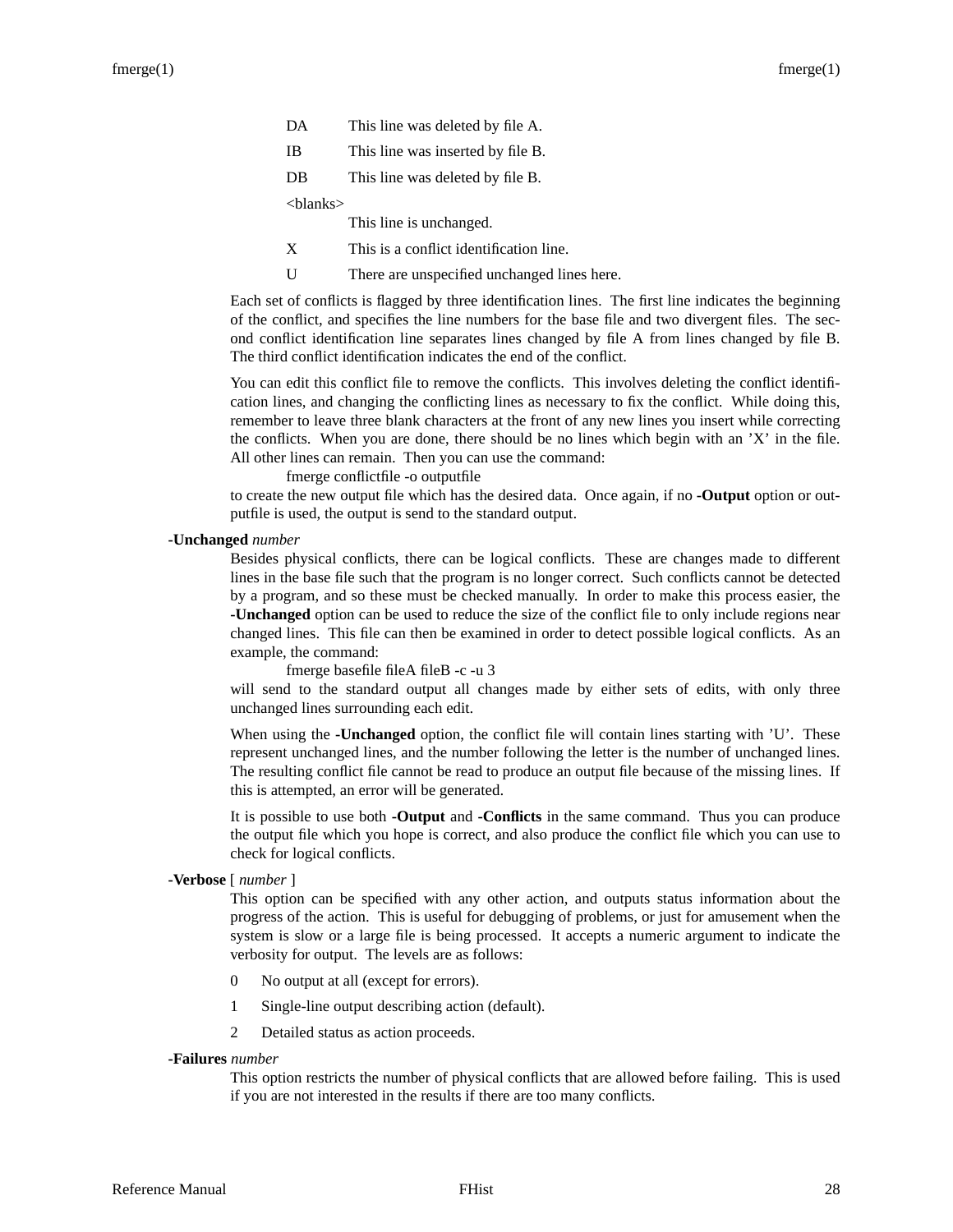DA This line was deleted by file A.

IB This line was inserted by file B.

DB This line was deleted by file B.

<blanks>
This line is unchanged.

X This is a conflict identification line.

U There are unspecified unchanged lines here.

Each set of conflicts is flagged by three identification lines. The first line indicates the beginning of the conflict, and specifies the line numbers for the base file and two divergent files. The second conflict identification line separates lines changed by file A from lines changed by file B. The third conflict identification indicates the end of the conflict.

You can edit this conflict file to remove the conflicts. This involves deleting the conflict identification lines, and changing the conflicting lines as necessary to fix the conflict. While doing this, remember to leave three blank characters at the front of any new lines you insert while correcting the conflicts. When you are done, there should be no lines which begin with an 'X' in the file. All other lines can remain. Then you can use the command:

```
fmerge conflictfile -o outputfile
```

to create the new output file which has the desired data. Once again, if no **-Output** option or outputfile is used, the output is send to the standard output.

**-Unchanged** *number*

Besides physical conflicts, there can be logical conflicts. These are changes made to different lines in the base file such that the program is no longer correct. Such conflicts cannot be detected by a program, and so these must be checked manually. In order to make this process easier, the **-Unchanged** option can be used to reduce the size of the conflict file to only include regions near changed lines. This file can then be examined in order to detect possible logical conflicts. As an example, the command:

```
fmerge basefile fileA fileB -c -u 3
```

will send to the standard output all changes made by either sets of edits, with only three unchanged lines surrounding each edit.

When using the **-Unchanged** option, the conflict file will contain lines starting with 'U'. These represent unchanged lines, and the number following the letter is the number of unchanged lines. The resulting conflict file cannot be read to produce an output file because of the missing lines. If this is attempted, an error will be generated.

It is possible to use both **-Output** and **-Conflicts** in the same command. Thus you can produce the output file which you hope is correct, and also produce the conflict file which you can use to check for logical conflicts.

**-Verbose** [ *number* ]

This option can be specified with any other action, and outputs status information about the progress of the action. This is useful for debugging of problems, or just for amusement when the system is slow or a large file is being processed. It accepts a numeric argument to indicate the verbosity for output. The levels are as follows:

0 No output at all (except for errors).

1 Single-line output describing action (default).

2 Detailed status as action proceeds.

**-Failures** *number*

This option restricts the number of physical conflicts that are allowed before failing. This is used if you are not interested in the results if there are too many conflicts.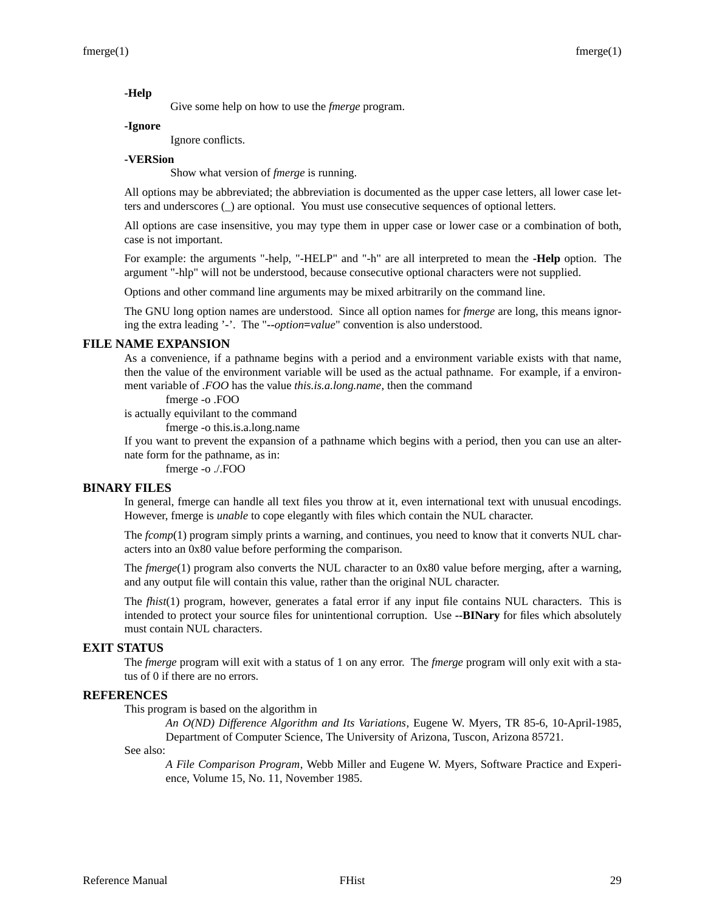**-Help**

Give some help on how to use the *fmerge* program.

**-Ignore**

Ignore conflicts.

**-VERSion**

Show what version of *fmerge* is running.

All options may be abbreviated; the abbreviation is documented as the upper case letters, all lower case letters and underscores (_) are optional. You must use consecutive sequences of optional letters.

All options are case insensitive, you may type them in upper case or lower case or a combination of both, case is not important.

For example: the arguments "-help, "-HELP" and "-h" are all interpreted to mean the **-Help** option. The argument "-hlp" will not be understood, because consecutive optional characters were not supplied.

Options and other command line arguments may be mixed arbitrarily on the command line.

The GNU long option names are understood. Since all option names for *fmerge* are long, this means ignoring the extra leading '-'. The "**--***option***=***value*" convention is also understood.

## FILE NAME EXPANSION

As a convenience, if a pathname begins with a period and a environment variable exists with that name, then the value of the environment variable will be used as the actual pathname. For example, if a environment variable of *.FOO* has the value *this.is.a.long.name*, then the command

```
fmerge -o .FOO
```

is actually equivilant to the command

```
fmerge -o this.is.a.long.name
```

If you want to prevent the expansion of a pathname which begins with a period, then you can use an alternate form for the pathname, as in:

```
fmerge -o ./.FOO
```

## BINARY FILES

In general, fmerge can handle all text files you throw at it, even international text with unusual encodings. However, fmerge is *unable* to cope elegantly with files which contain the NUL character.

The *fcomp*(1) program simply prints a warning, and continues, you need to know that it converts NUL characters into an 0x80 value before performing the comparison.

The *fmerge*(1) program also converts the NUL character to an 0x80 value before merging, after a warning, and any output file will contain this value, rather than the original NUL character.

The *fhist*(1) program, however, generates a fatal error if any input file contains NUL characters. This is intended to protect your source files for unintentional corruption. Use **--BINary** for files which absolutely must contain NUL characters.

## EXIT STATUS

The *fmerge* program will exit with a status of 1 on any error. The *fmerge* program will only exit with a status of 0 if there are no errors.

## REFERENCES

This program is based on the algorithm in

> *An O(ND) Difference Algorithm and Its Variations*, Eugene W. Myers, TR 85-6, 10-April-1985, Department of Computer Science, The University of Arizona, Tuscon, Arizona 85721.

See also:

> *A File Comparison Program*, Webb Miller and Eugene W. Myers, Software Practice and Experience, Volume 15, No. 11, November 1985.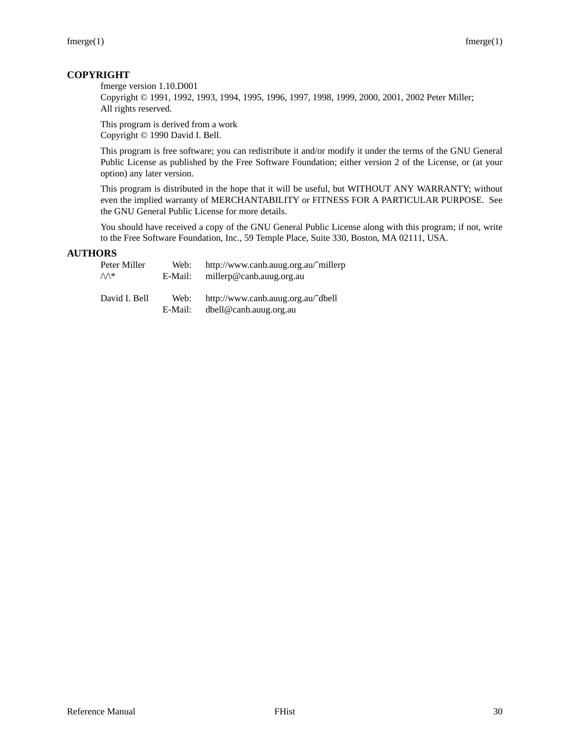## COPYRIGHT

fmerge version 1.10.D001
Copyright © 1991, 1992, 1993, 1994, 1995, 1996, 1997, 1998, 1999, 2000, 2001, 2002 Peter Miller;
All rights reserved.

This program is derived from a work
Copyright © 1990 David I. Bell.

This program is free software; you can redistribute it and/or modify it under the terms of the GNU General Public License as published by the Free Software Foundation; either version 2 of the License, or (at your option) any later version.

This program is distributed in the hope that it will be useful, but WITHOUT ANY WARRANTY; without even the implied warranty of MERCHANTABILITY or FITNESS FOR A PARTICULAR PURPOSE. See the GNU General Public License for more details.

You should have received a copy of the GNU General Public License along with this program; if not, write to the Free Software Foundation, Inc., 59 Temple Place, Suite 330, Boston, MA 02111, USA.

## AUTHORS

| | | |
|---|---|---|
| Peter Miller | Web: | http://www.canb.auug.org.au/~millerp |
| /\/\* | E-Mail: | millerp@canb.auug.org.au |
| | | |
| David I. Bell | Web: | http://www.canb.auug.org.au/~dbell |
| | E-Mail: | dbell@canb.auug.org.au |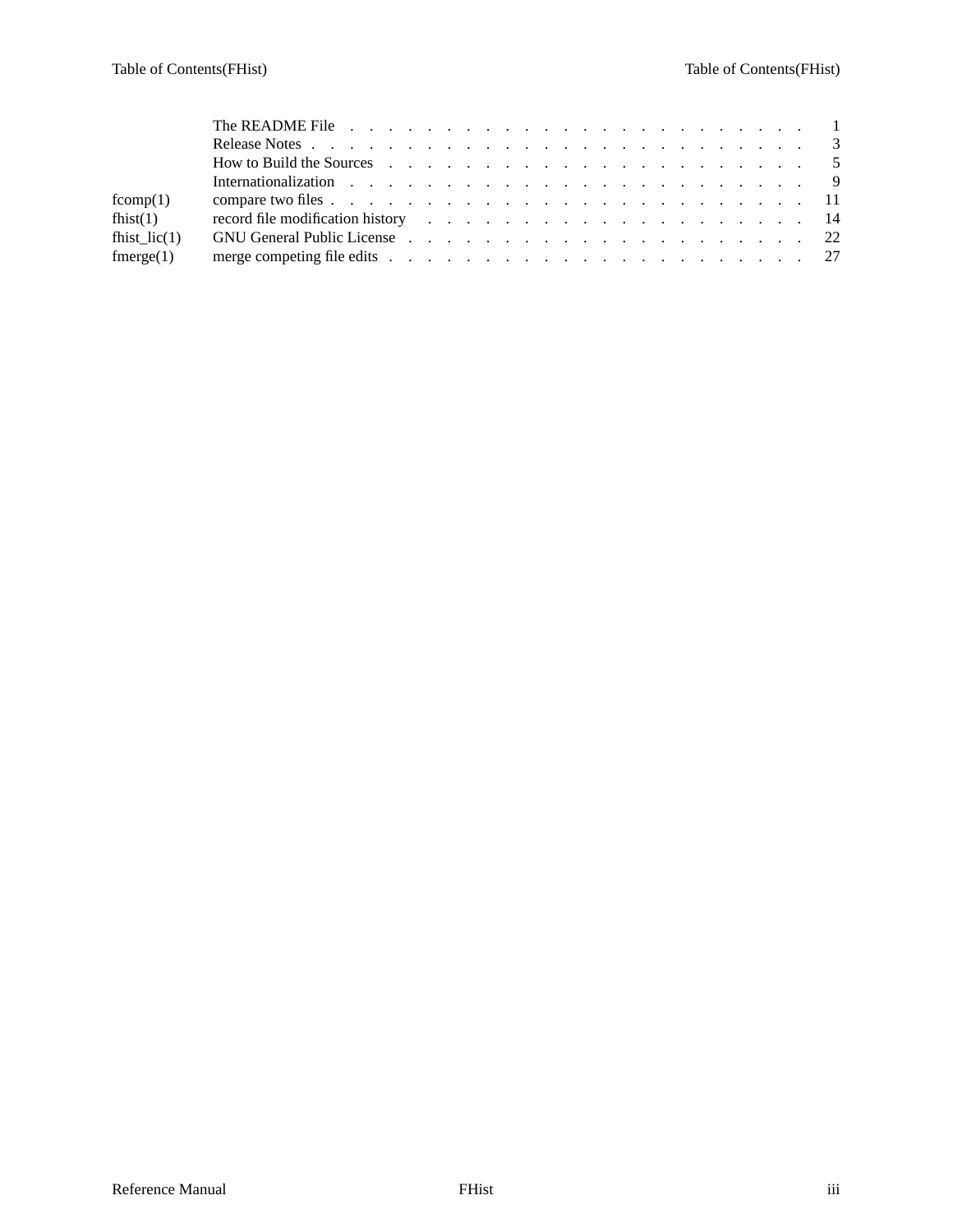| | | |
|---|---|---|
| | The README File | 1 |
| | Release Notes | 3 |
| | How to Build the Sources | 5 |
| | Internationalization | 9 |
| fcomp(1) | compare two files | 11 |
| fhist(1) | record file modification history | 14 |
| fhist_lic(1) | GNU General Public License | 22 |
| fmerge(1) | merge competing file edits | 27 |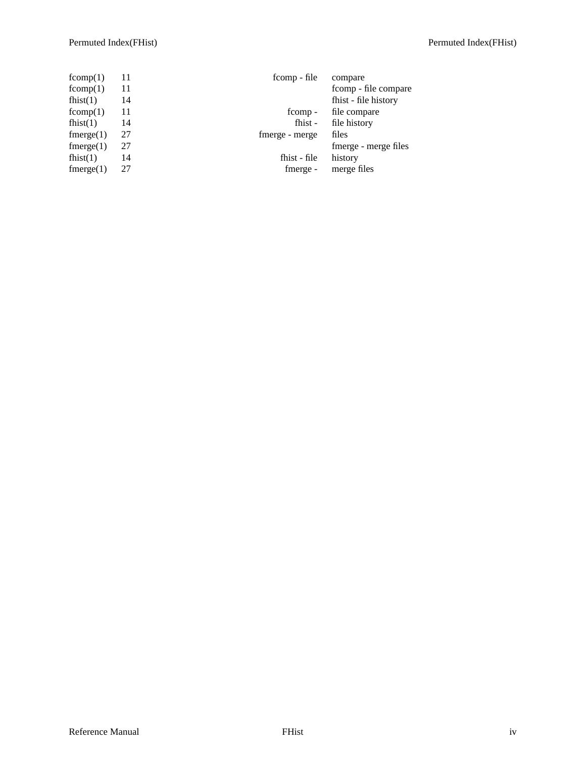| | | | |
|---|---|---|---|
| fcomp(1) | 11 | fcomp - file | compare |
| fcomp(1) | 11 | | fcomp - file compare |
| fhist(1) | 14 | | fhist - file history |
| fcomp(1) | 11 | fcomp - | file compare |
| fhist(1) | 14 | fhist - | file history |
| fmerge(1) | 27 | fmerge - merge | files |
| fmerge(1) | 27 | | fmerge - merge files |
| fhist(1) | 14 | fhist - file | history |
| fmerge(1) | 27 | fmerge - | merge files |